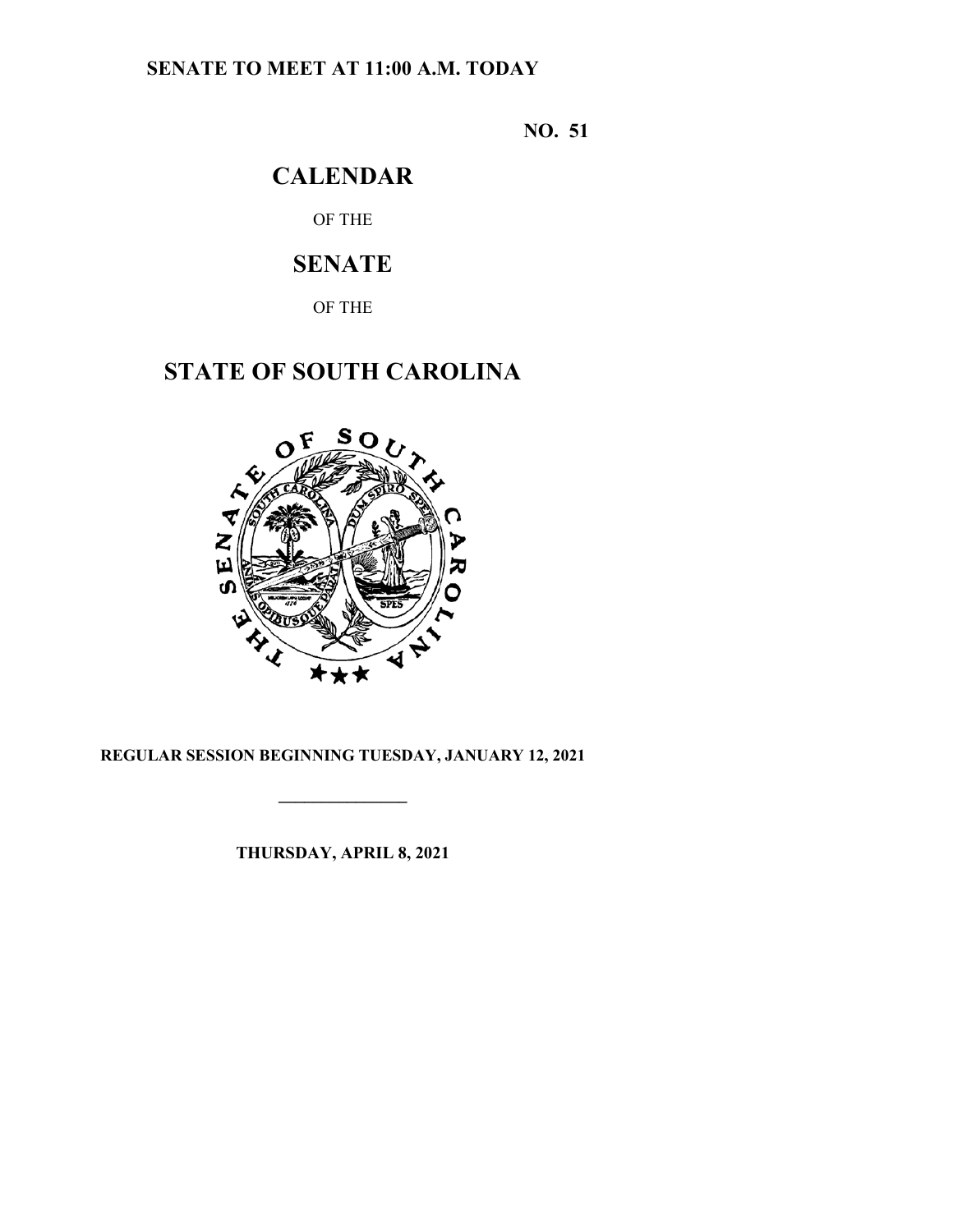**SENATE TO MEET AT 11:00 A.M. TODAY**

**NO. 51**

# CALENDAR

OF THE

# SENATE

OF THE

# STATE OF SOUTH CAROLINA

**REGULAR SESSION BEGINNING TUESDAY, JANUARY 12, 2021**

---

**THURSDAY, APRIL 8, 2021**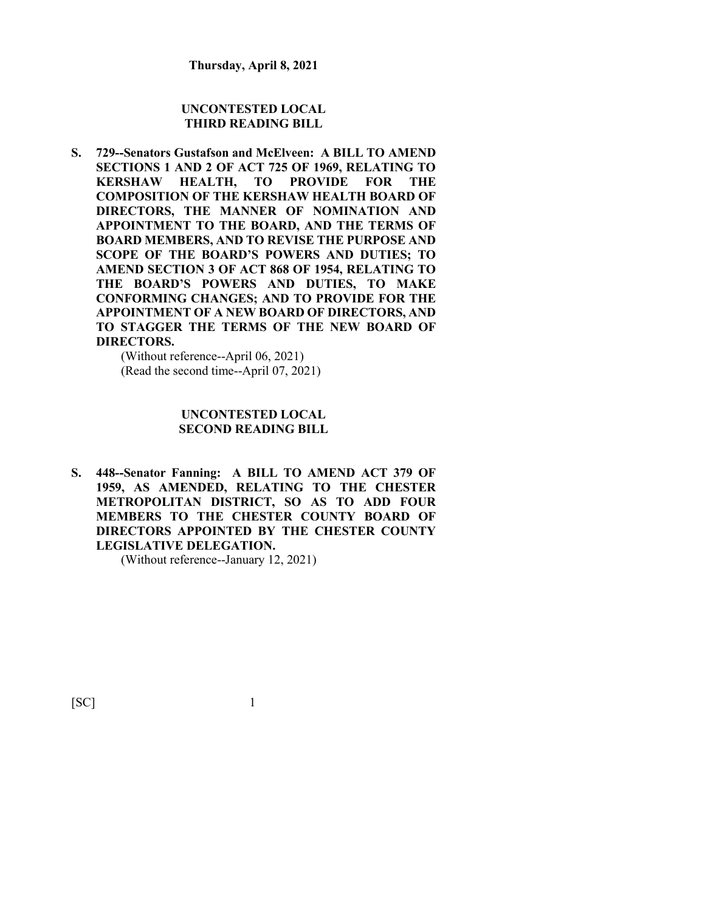**Thursday, April 8, 2021**

## UNCONTESTED LOCAL THIRD READING BILL

**S. 729--Senators Gustafson and McElveen: A BILL TO AMEND SECTIONS 1 AND 2 OF ACT 725 OF 1969, RELATING TO KERSHAW HEALTH, TO PROVIDE FOR THE COMPOSITION OF THE KERSHAW HEALTH BOARD OF DIRECTORS, THE MANNER OF NOMINATION AND APPOINTMENT TO THE BOARD, AND THE TERMS OF BOARD MEMBERS, AND TO REVISE THE PURPOSE AND SCOPE OF THE BOARD'S POWERS AND DUTIES; TO AMEND SECTION 3 OF ACT 868 OF 1954, RELATING TO THE BOARD'S POWERS AND DUTIES, TO MAKE CONFORMING CHANGES; AND TO PROVIDE FOR THE APPOINTMENT OF A NEW BOARD OF DIRECTORS, AND TO STAGGER THE TERMS OF THE NEW BOARD OF DIRECTORS.**

(Without reference--April 06, 2021)
(Read the second time--April 07, 2021)

## UNCONTESTED LOCAL SECOND READING BILL

**S. 448--Senator Fanning: A BILL TO AMEND ACT 379 OF 1959, AS AMENDED, RELATING TO THE CHESTER METROPOLITAN DISTRICT, SO AS TO ADD FOUR MEMBERS TO THE CHESTER COUNTY BOARD OF DIRECTORS APPOINTED BY THE CHESTER COUNTY LEGISLATIVE DELEGATION.**

(Without reference--January 12, 2021)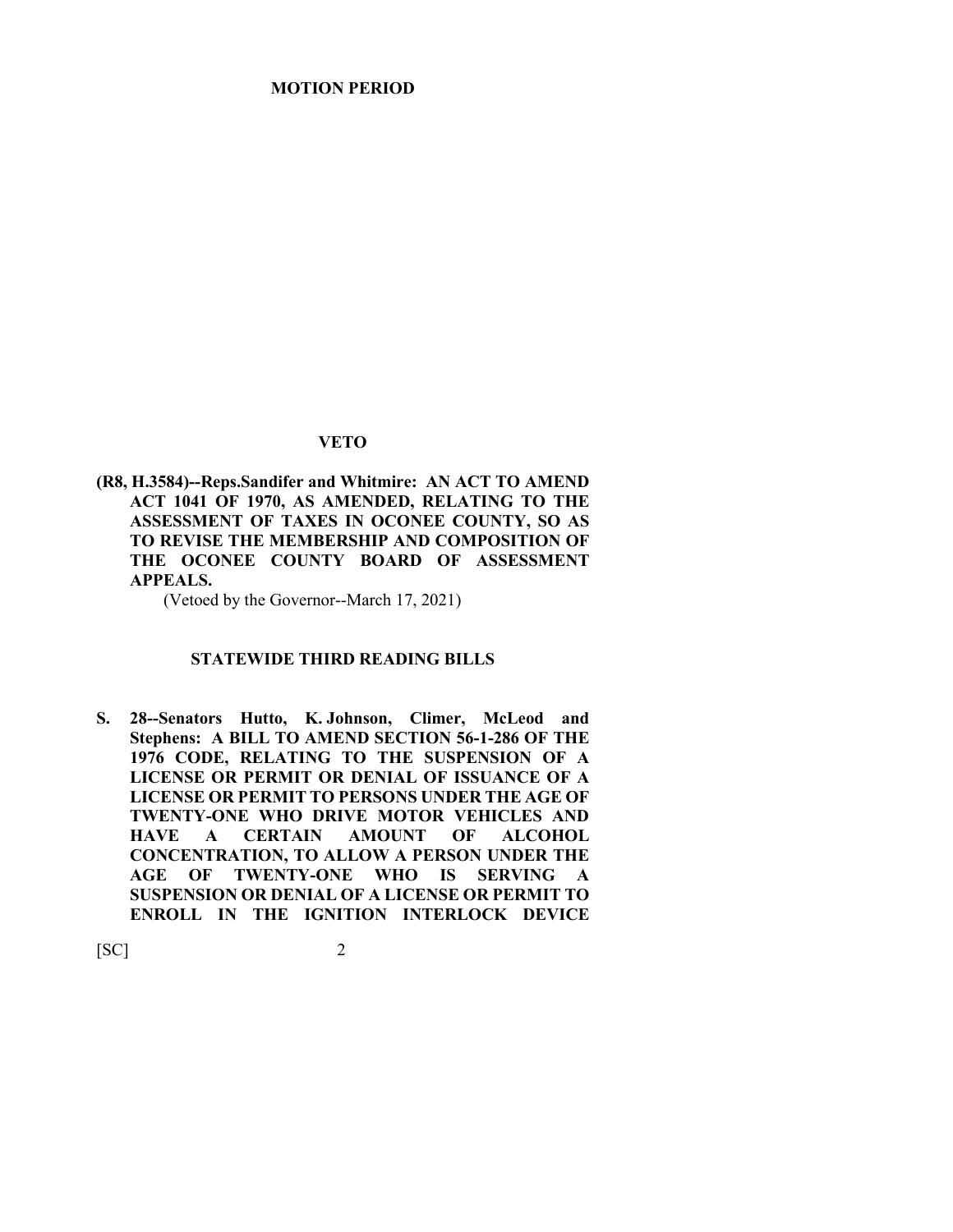## MOTION PERIOD

## VETO

**(R8, H.3584)--Reps.Sandifer and Whitmire: AN ACT TO AMEND ACT 1041 OF 1970, AS AMENDED, RELATING TO THE ASSESSMENT OF TAXES IN OCONEE COUNTY, SO AS TO REVISE THE MEMBERSHIP AND COMPOSITION OF THE OCONEE COUNTY BOARD OF ASSESSMENT APPEALS.**

(Vetoed by the Governor--March 17, 2021)

## STATEWIDE THIRD READING BILLS

**S. 28--Senators Hutto, K. Johnson, Climer, McLeod and Stephens: A BILL TO AMEND SECTION 56-1-286 OF THE 1976 CODE, RELATING TO THE SUSPENSION OF A LICENSE OR PERMIT OR DENIAL OF ISSUANCE OF A LICENSE OR PERMIT TO PERSONS UNDER THE AGE OF TWENTY-ONE WHO DRIVE MOTOR VEHICLES AND HAVE A CERTAIN AMOUNT OF ALCOHOL CONCENTRATION, TO ALLOW A PERSON UNDER THE AGE OF TWENTY-ONE WHO IS SERVING A SUSPENSION OR DENIAL OF A LICENSE OR PERMIT TO ENROLL IN THE IGNITION INTERLOCK DEVICE**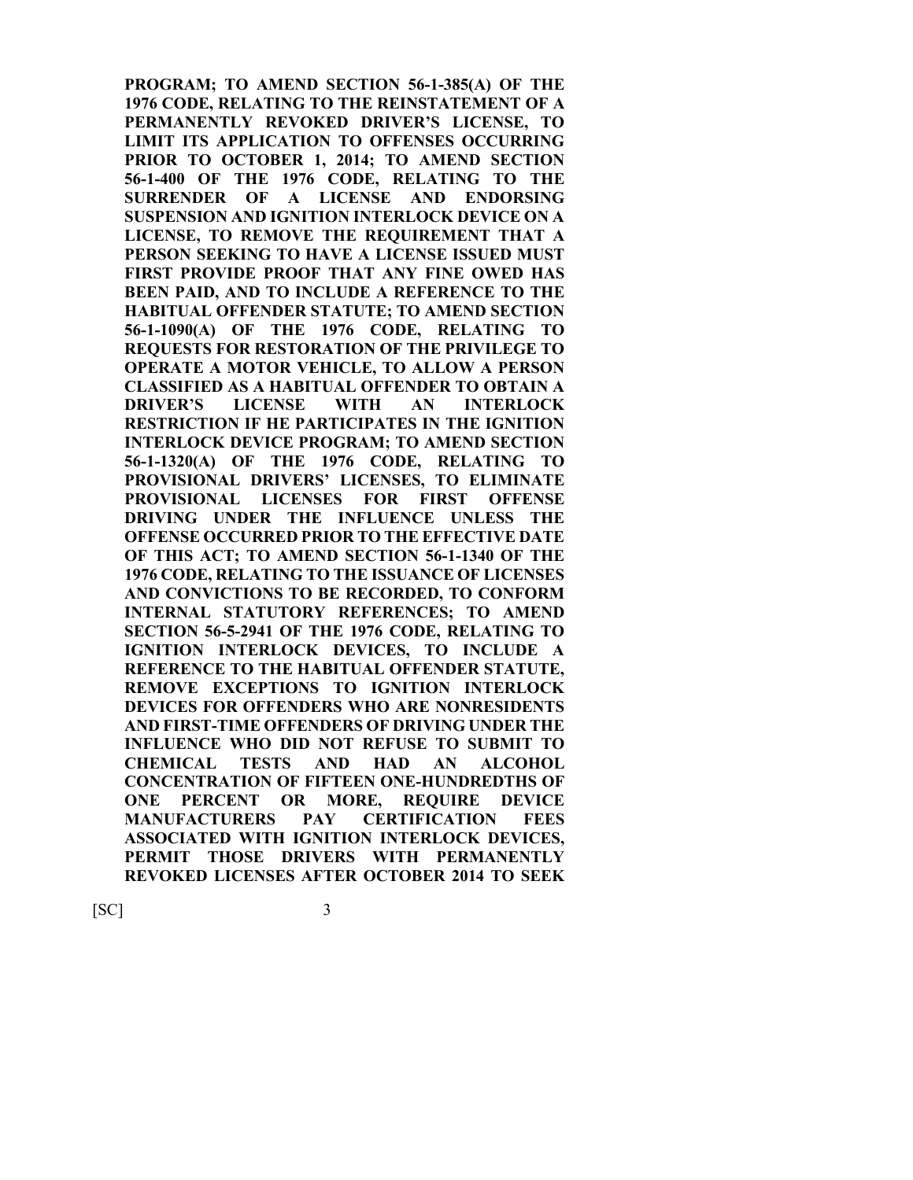**PROGRAM; TO AMEND SECTION 56-1-385(A) OF THE 1976 CODE, RELATING TO THE REINSTATEMENT OF A PERMANENTLY REVOKED DRIVER'S LICENSE, TO LIMIT ITS APPLICATION TO OFFENSES OCCURRING PRIOR TO OCTOBER 1, 2014; TO AMEND SECTION 56-1-400 OF THE 1976 CODE, RELATING TO THE SURRENDER OF A LICENSE AND ENDORSING SUSPENSION AND IGNITION INTERLOCK DEVICE ON A LICENSE, TO REMOVE THE REQUIREMENT THAT A PERSON SEEKING TO HAVE A LICENSE ISSUED MUST FIRST PROVIDE PROOF THAT ANY FINE OWED HAS BEEN PAID, AND TO INCLUDE A REFERENCE TO THE HABITUAL OFFENDER STATUTE; TO AMEND SECTION 56-1-1090(A) OF THE 1976 CODE, RELATING TO REQUESTS FOR RESTORATION OF THE PRIVILEGE TO OPERATE A MOTOR VEHICLE, TO ALLOW A PERSON CLASSIFIED AS A HABITUAL OFFENDER TO OBTAIN A DRIVER'S LICENSE WITH AN INTERLOCK RESTRICTION IF HE PARTICIPATES IN THE IGNITION INTERLOCK DEVICE PROGRAM; TO AMEND SECTION 56-1-1320(A) OF THE 1976 CODE, RELATING TO PROVISIONAL DRIVERS' LICENSES, TO ELIMINATE PROVISIONAL LICENSES FOR FIRST OFFENSE DRIVING UNDER THE INFLUENCE UNLESS THE OFFENSE OCCURRED PRIOR TO THE EFFECTIVE DATE OF THIS ACT; TO AMEND SECTION 56-1-1340 OF THE 1976 CODE, RELATING TO THE ISSUANCE OF LICENSES AND CONVICTIONS TO BE RECORDED, TO CONFORM INTERNAL STATUTORY REFERENCES; TO AMEND SECTION 56-5-2941 OF THE 1976 CODE, RELATING TO IGNITION INTERLOCK DEVICES, TO INCLUDE A REFERENCE TO THE HABITUAL OFFENDER STATUTE, REMOVE EXCEPTIONS TO IGNITION INTERLOCK DEVICES FOR OFFENDERS WHO ARE NONRESIDENTS AND FIRST-TIME OFFENDERS OF DRIVING UNDER THE INFLUENCE WHO DID NOT REFUSE TO SUBMIT TO CHEMICAL TESTS AND HAD AN ALCOHOL CONCENTRATION OF FIFTEEN ONE-HUNDREDTHS OF ONE PERCENT OR MORE, REQUIRE DEVICE MANUFACTURERS PAY CERTIFICATION FEES ASSOCIATED WITH IGNITION INTERLOCK DEVICES, PERMIT THOSE DRIVERS WITH PERMANENTLY REVOKED LICENSES AFTER OCTOBER 2014 TO SEEK**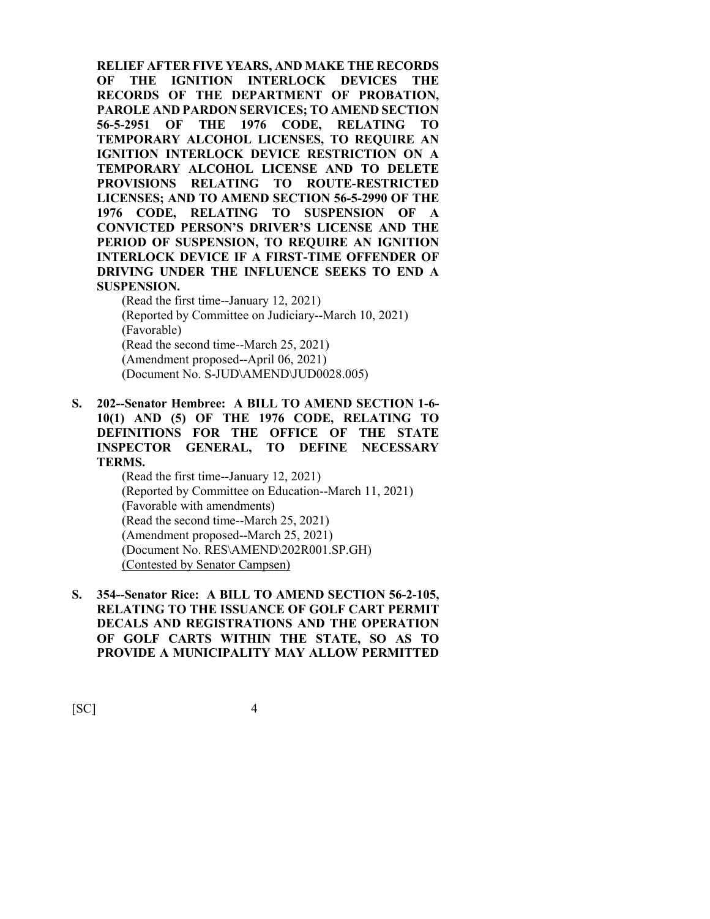**RELIEF AFTER FIVE YEARS, AND MAKE THE RECORDS OF THE IGNITION INTERLOCK DEVICES THE RECORDS OF THE DEPARTMENT OF PROBATION, PAROLE AND PARDON SERVICES; TO AMEND SECTION 56-5-2951 OF THE 1976 CODE, RELATING TO TEMPORARY ALCOHOL LICENSES, TO REQUIRE AN IGNITION INTERLOCK DEVICE RESTRICTION ON A TEMPORARY ALCOHOL LICENSE AND TO DELETE PROVISIONS RELATING TO ROUTE-RESTRICTED LICENSES; AND TO AMEND SECTION 56-5-2990 OF THE 1976 CODE, RELATING TO SUSPENSION OF A CONVICTED PERSON'S DRIVER'S LICENSE AND THE PERIOD OF SUSPENSION, TO REQUIRE AN IGNITION INTERLOCK DEVICE IF A FIRST-TIME OFFENDER OF DRIVING UNDER THE INFLUENCE SEEKS TO END A SUSPENSION.**

(Read the first time--January 12, 2021)
(Reported by Committee on Judiciary--March 10, 2021)
(Favorable)
(Read the second time--March 25, 2021)
(Amendment proposed--April 06, 2021)
(Document No. S-JUD\AMEND\JUD0028.005)

**S. 202--Senator Hembree: A BILL TO AMEND SECTION 1-6-10(1) AND (5) OF THE 1976 CODE, RELATING TO DEFINITIONS FOR THE OFFICE OF THE STATE INSPECTOR GENERAL, TO DEFINE NECESSARY TERMS.**

(Read the first time--January 12, 2021)
(Reported by Committee on Education--March 11, 2021)
(Favorable with amendments)
(Read the second time--March 25, 2021)
(Amendment proposed--March 25, 2021)
(Document No. RES\AMEND\202R001.SP.GH)
<u>(Contested by Senator Campsen)</u>

**S. 354--Senator Rice: A BILL TO AMEND SECTION 56-2-105, RELATING TO THE ISSUANCE OF GOLF CART PERMIT DECALS AND REGISTRATIONS AND THE OPERATION OF GOLF CARTS WITHIN THE STATE, SO AS TO PROVIDE A MUNICIPALITY MAY ALLOW PERMITTED**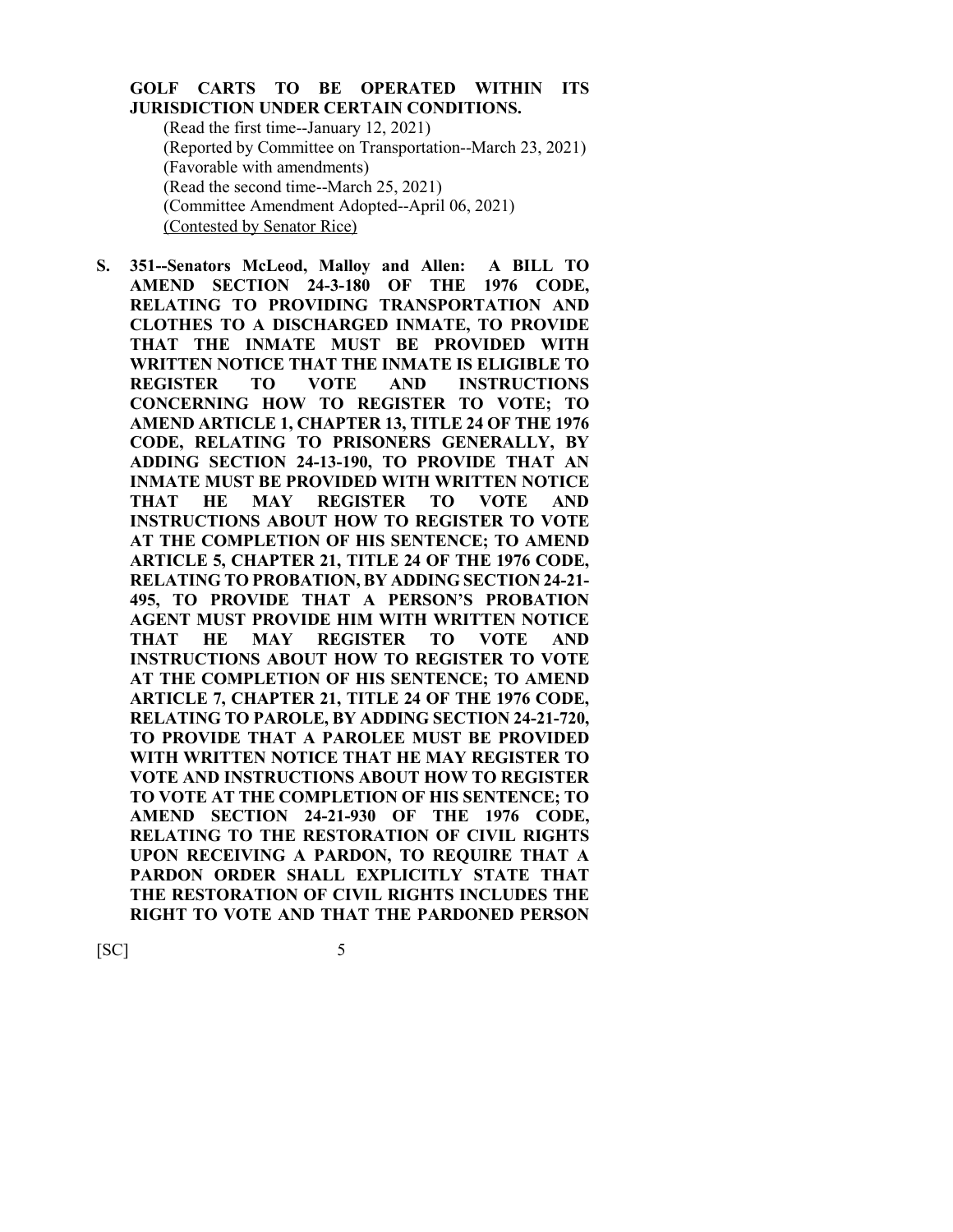**GOLF CARTS TO BE OPERATED WITHIN ITS JURISDICTION UNDER CERTAIN CONDITIONS.**

(Read the first time--January 12, 2021)
(Reported by Committee on Transportation--March 23, 2021)
(Favorable with amendments)
(Read the second time--March 25, 2021)
(Committee Amendment Adopted--April 06, 2021)
(Contested by Senator Rice)

**S. 351--Senators McLeod, Malloy and Allen: A BILL TO AMEND SECTION 24-3-180 OF THE 1976 CODE, RELATING TO PROVIDING TRANSPORTATION AND CLOTHES TO A DISCHARGED INMATE, TO PROVIDE THAT THE INMATE MUST BE PROVIDED WITH WRITTEN NOTICE THAT THE INMATE IS ELIGIBLE TO REGISTER TO VOTE AND INSTRUCTIONS CONCERNING HOW TO REGISTER TO VOTE; TO AMEND ARTICLE 1, CHAPTER 13, TITLE 24 OF THE 1976 CODE, RELATING TO PRISONERS GENERALLY, BY ADDING SECTION 24-13-190, TO PROVIDE THAT AN INMATE MUST BE PROVIDED WITH WRITTEN NOTICE THAT HE MAY REGISTER TO VOTE AND INSTRUCTIONS ABOUT HOW TO REGISTER TO VOTE AT THE COMPLETION OF HIS SENTENCE; TO AMEND ARTICLE 5, CHAPTER 21, TITLE 24 OF THE 1976 CODE, RELATING TO PROBATION, BY ADDING SECTION 24-21-495, TO PROVIDE THAT A PERSON'S PROBATION AGENT MUST PROVIDE HIM WITH WRITTEN NOTICE THAT HE MAY REGISTER TO VOTE AND INSTRUCTIONS ABOUT HOW TO REGISTER TO VOTE AT THE COMPLETION OF HIS SENTENCE; TO AMEND ARTICLE 7, CHAPTER 21, TITLE 24 OF THE 1976 CODE, RELATING TO PAROLE, BY ADDING SECTION 24-21-720, TO PROVIDE THAT A PAROLEE MUST BE PROVIDED WITH WRITTEN NOTICE THAT HE MAY REGISTER TO VOTE AND INSTRUCTIONS ABOUT HOW TO REGISTER TO VOTE AT THE COMPLETION OF HIS SENTENCE; TO AMEND SECTION 24-21-930 OF THE 1976 CODE, RELATING TO THE RESTORATION OF CIVIL RIGHTS UPON RECEIVING A PARDON, TO REQUIRE THAT A PARDON ORDER SHALL EXPLICITLY STATE THAT THE RESTORATION OF CIVIL RIGHTS INCLUDES THE RIGHT TO VOTE AND THAT THE PARDONED PERSON**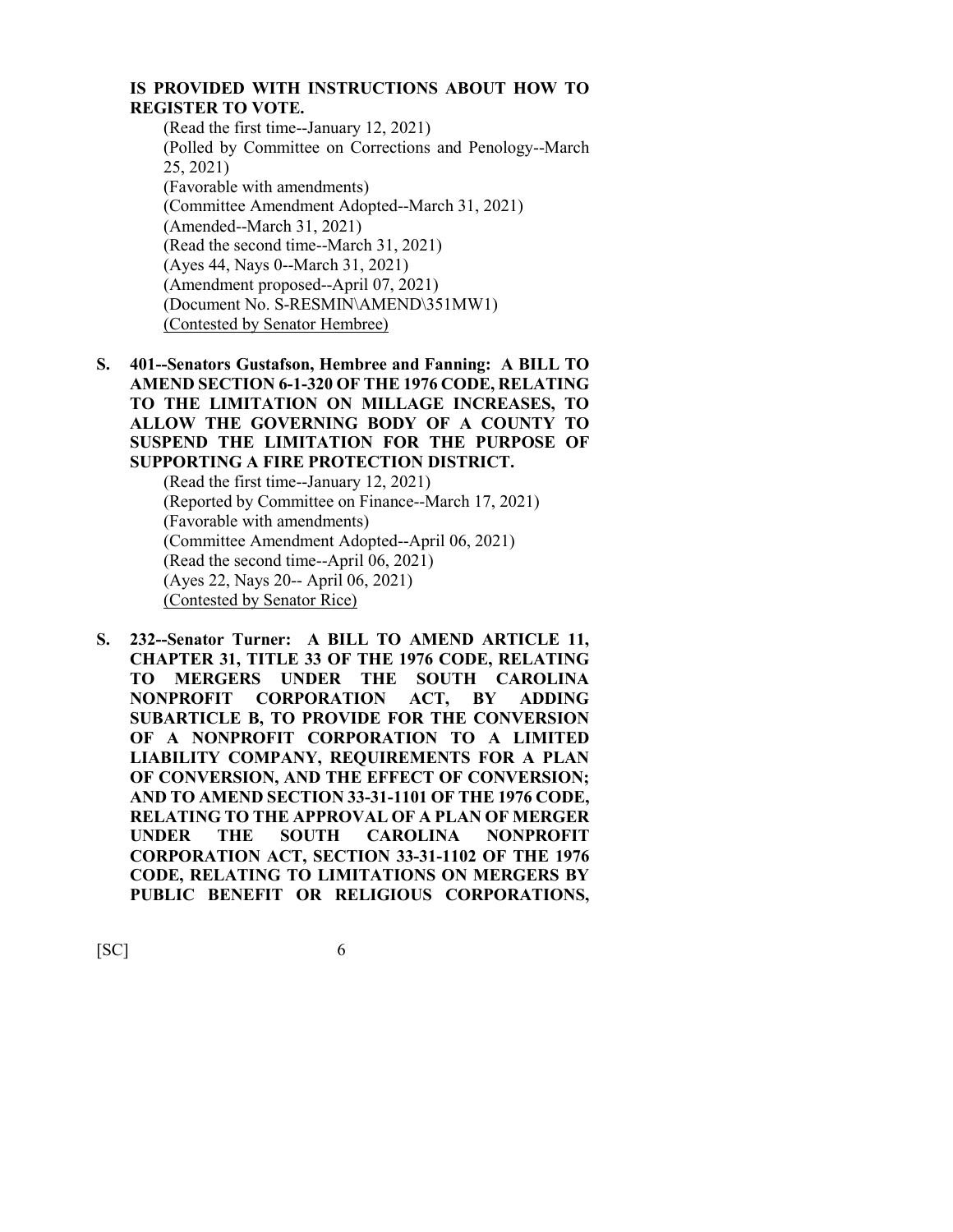**IS PROVIDED WITH INSTRUCTIONS ABOUT HOW TO REGISTER TO VOTE.**

(Read the first time--January 12, 2021)
(Polled by Committee on Corrections and Penology--March 25, 2021)
(Favorable with amendments)
(Committee Amendment Adopted--March 31, 2021)
(Amended--March 31, 2021)
(Read the second time--March 31, 2021)
(Ayes 44, Nays 0--March 31, 2021)
(Amendment proposed--April 07, 2021)
(Document No. S-RESMIN\AMEND\351MW1)
(Contested by Senator Hembree)

**S. 401--Senators Gustafson, Hembree and Fanning: A BILL TO AMEND SECTION 6-1-320 OF THE 1976 CODE, RELATING TO THE LIMITATION ON MILLAGE INCREASES, TO ALLOW THE GOVERNING BODY OF A COUNTY TO SUSPEND THE LIMITATION FOR THE PURPOSE OF SUPPORTING A FIRE PROTECTION DISTRICT.**

(Read the first time--January 12, 2021)
(Reported by Committee on Finance--March 17, 2021)
(Favorable with amendments)
(Committee Amendment Adopted--April 06, 2021)
(Read the second time--April 06, 2021)
(Ayes 22, Nays 20-- April 06, 2021)
(Contested by Senator Rice)

**S. 232--Senator Turner: A BILL TO AMEND ARTICLE 11, CHAPTER 31, TITLE 33 OF THE 1976 CODE, RELATING TO MERGERS UNDER THE SOUTH CAROLINA NONPROFIT CORPORATION ACT, BY ADDING SUBARTICLE B, TO PROVIDE FOR THE CONVERSION OF A NONPROFIT CORPORATION TO A LIMITED LIABILITY COMPANY, REQUIREMENTS FOR A PLAN OF CONVERSION, AND THE EFFECT OF CONVERSION; AND TO AMEND SECTION 33-31-1101 OF THE 1976 CODE, RELATING TO THE APPROVAL OF A PLAN OF MERGER UNDER THE SOUTH CAROLINA NONPROFIT CORPORATION ACT, SECTION 33-31-1102 OF THE 1976 CODE, RELATING TO LIMITATIONS ON MERGERS BY PUBLIC BENEFIT OR RELIGIOUS CORPORATIONS,**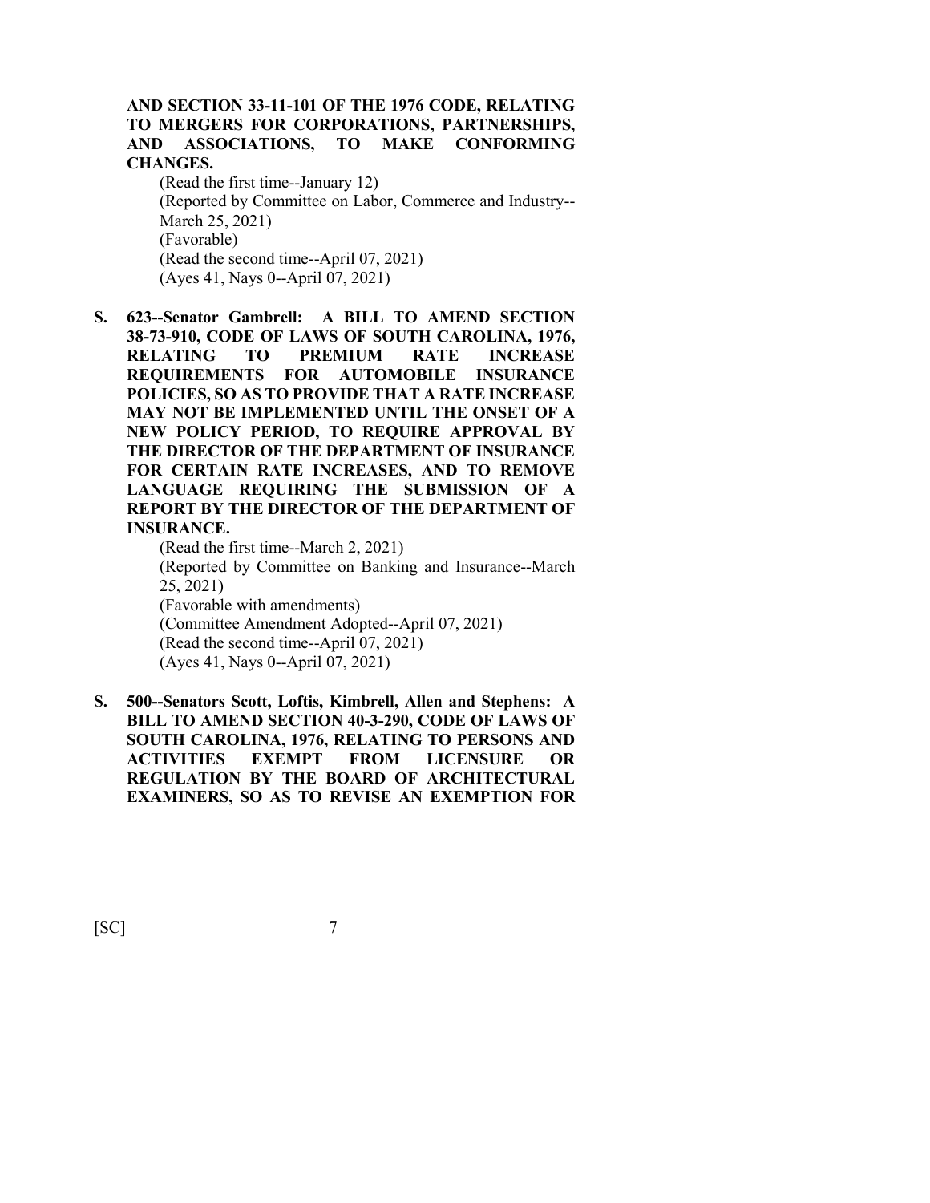**AND SECTION 33-11-101 OF THE 1976 CODE, RELATING TO MERGERS FOR CORPORATIONS, PARTNERSHIPS, AND ASSOCIATIONS, TO MAKE CONFORMING CHANGES.**

(Read the first time--January 12)
(Reported by Committee on Labor, Commerce and Industry--March 25, 2021)
(Favorable)
(Read the second time--April 07, 2021)
(Ayes 41, Nays 0--April 07, 2021)

**S. 623--Senator Gambrell: A BILL TO AMEND SECTION 38-73-910, CODE OF LAWS OF SOUTH CAROLINA, 1976, RELATING TO PREMIUM RATE INCREASE REQUIREMENTS FOR AUTOMOBILE INSURANCE POLICIES, SO AS TO PROVIDE THAT A RATE INCREASE MAY NOT BE IMPLEMENTED UNTIL THE ONSET OF A NEW POLICY PERIOD, TO REQUIRE APPROVAL BY THE DIRECTOR OF THE DEPARTMENT OF INSURANCE FOR CERTAIN RATE INCREASES, AND TO REMOVE LANGUAGE REQUIRING THE SUBMISSION OF A REPORT BY THE DIRECTOR OF THE DEPARTMENT OF INSURANCE.**

(Read the first time--March 2, 2021)
(Reported by Committee on Banking and Insurance--March 25, 2021)
(Favorable with amendments)
(Committee Amendment Adopted--April 07, 2021)
(Read the second time--April 07, 2021)
(Ayes 41, Nays 0--April 07, 2021)

**S. 500--Senators Scott, Loftis, Kimbrell, Allen and Stephens: A BILL TO AMEND SECTION 40-3-290, CODE OF LAWS OF SOUTH CAROLINA, 1976, RELATING TO PERSONS AND ACTIVITIES EXEMPT FROM LICENSURE OR REGULATION BY THE BOARD OF ARCHITECTURAL EXAMINERS, SO AS TO REVISE AN EXEMPTION FOR**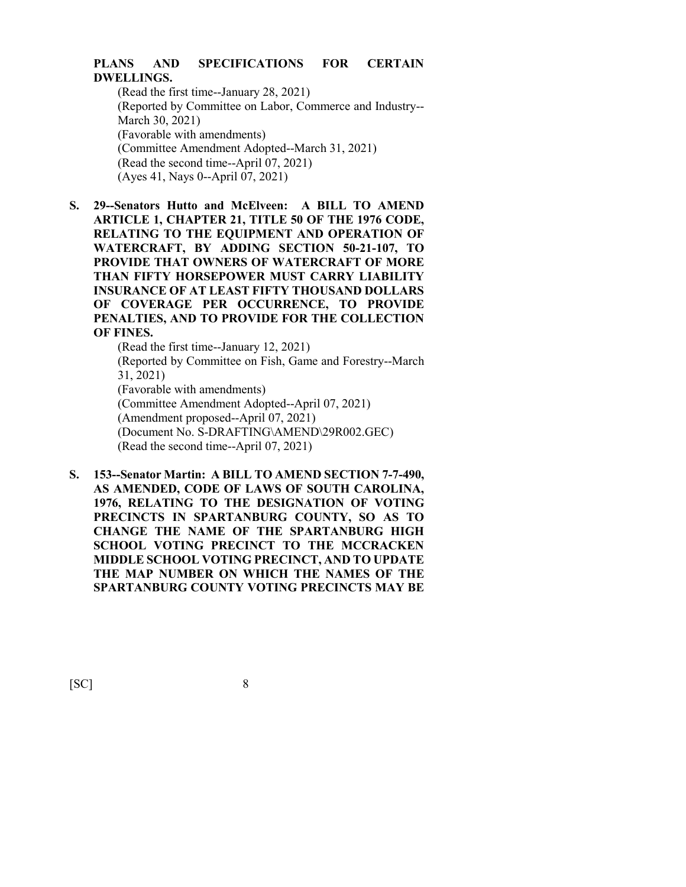**PLANS AND SPECIFICATIONS FOR CERTAIN DWELLINGS.**

(Read the first time--January 28, 2021)
(Reported by Committee on Labor, Commerce and Industry--March 30, 2021)
(Favorable with amendments)
(Committee Amendment Adopted--March 31, 2021)
(Read the second time--April 07, 2021)
(Ayes 41, Nays 0--April 07, 2021)

**S. 29--Senators Hutto and McElveen: A BILL TO AMEND ARTICLE 1, CHAPTER 21, TITLE 50 OF THE 1976 CODE, RELATING TO THE EQUIPMENT AND OPERATION OF WATERCRAFT, BY ADDING SECTION 50-21-107, TO PROVIDE THAT OWNERS OF WATERCRAFT OF MORE THAN FIFTY HORSEPOWER MUST CARRY LIABILITY INSURANCE OF AT LEAST FIFTY THOUSAND DOLLARS OF COVERAGE PER OCCURRENCE, TO PROVIDE PENALTIES, AND TO PROVIDE FOR THE COLLECTION OF FINES.**

(Read the first time--January 12, 2021)
(Reported by Committee on Fish, Game and Forestry--March 31, 2021)
(Favorable with amendments)
(Committee Amendment Adopted--April 07, 2021)
(Amendment proposed--April 07, 2021)
(Document No. S-DRAFTING\AMEND\29R002.GEC)
(Read the second time--April 07, 2021)

**S. 153--Senator Martin: A BILL TO AMEND SECTION 7-7-490, AS AMENDED, CODE OF LAWS OF SOUTH CAROLINA, 1976, RELATING TO THE DESIGNATION OF VOTING PRECINCTS IN SPARTANBURG COUNTY, SO AS TO CHANGE THE NAME OF THE SPARTANBURG HIGH SCHOOL VOTING PRECINCT TO THE MCCRACKEN MIDDLE SCHOOL VOTING PRECINCT, AND TO UPDATE THE MAP NUMBER ON WHICH THE NAMES OF THE SPARTANBURG COUNTY VOTING PRECINCTS MAY BE**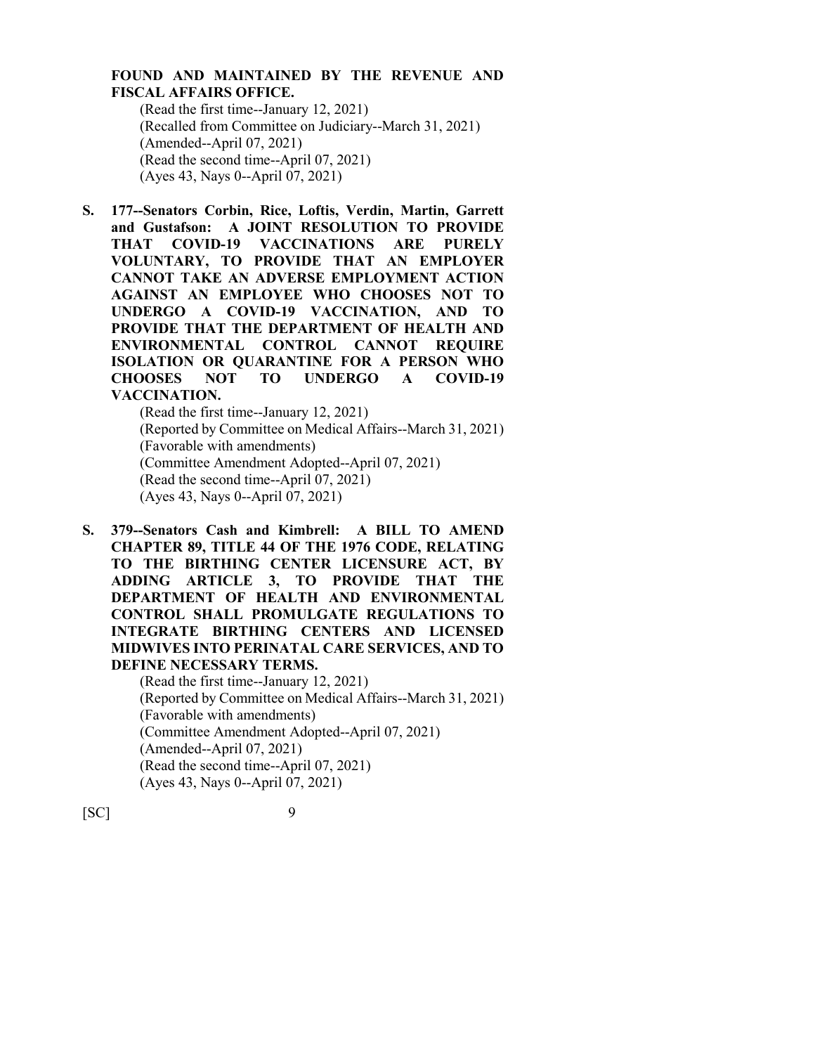**FOUND AND MAINTAINED BY THE REVENUE AND FISCAL AFFAIRS OFFICE.**

(Read the first time--January 12, 2021)
(Recalled from Committee on Judiciary--March 31, 2021)
(Amended--April 07, 2021)
(Read the second time--April 07, 2021)
(Ayes 43, Nays 0--April 07, 2021)

**S. 177--Senators Corbin, Rice, Loftis, Verdin, Martin, Garrett and Gustafson: A JOINT RESOLUTION TO PROVIDE THAT COVID-19 VACCINATIONS ARE PURELY VOLUNTARY, TO PROVIDE THAT AN EMPLOYER CANNOT TAKE AN ADVERSE EMPLOYMENT ACTION AGAINST AN EMPLOYEE WHO CHOOSES NOT TO UNDERGO A COVID-19 VACCINATION, AND TO PROVIDE THAT THE DEPARTMENT OF HEALTH AND ENVIRONMENTAL CONTROL CANNOT REQUIRE ISOLATION OR QUARANTINE FOR A PERSON WHO CHOOSES NOT TO UNDERGO A COVID-19 VACCINATION.**

(Read the first time--January 12, 2021)
(Reported by Committee on Medical Affairs--March 31, 2021)
(Favorable with amendments)
(Committee Amendment Adopted--April 07, 2021)
(Read the second time--April 07, 2021)
(Ayes 43, Nays 0--April 07, 2021)

**S. 379--Senators Cash and Kimbrell: A BILL TO AMEND CHAPTER 89, TITLE 44 OF THE 1976 CODE, RELATING TO THE BIRTHING CENTER LICENSURE ACT, BY ADDING ARTICLE 3, TO PROVIDE THAT THE DEPARTMENT OF HEALTH AND ENVIRONMENTAL CONTROL SHALL PROMULGATE REGULATIONS TO INTEGRATE BIRTHING CENTERS AND LICENSED MIDWIVES INTO PERINATAL CARE SERVICES, AND TO DEFINE NECESSARY TERMS.**

(Read the first time--January 12, 2021)
(Reported by Committee on Medical Affairs--March 31, 2021)
(Favorable with amendments)
(Committee Amendment Adopted--April 07, 2021)
(Amended--April 07, 2021)
(Read the second time--April 07, 2021)
(Ayes 43, Nays 0--April 07, 2021)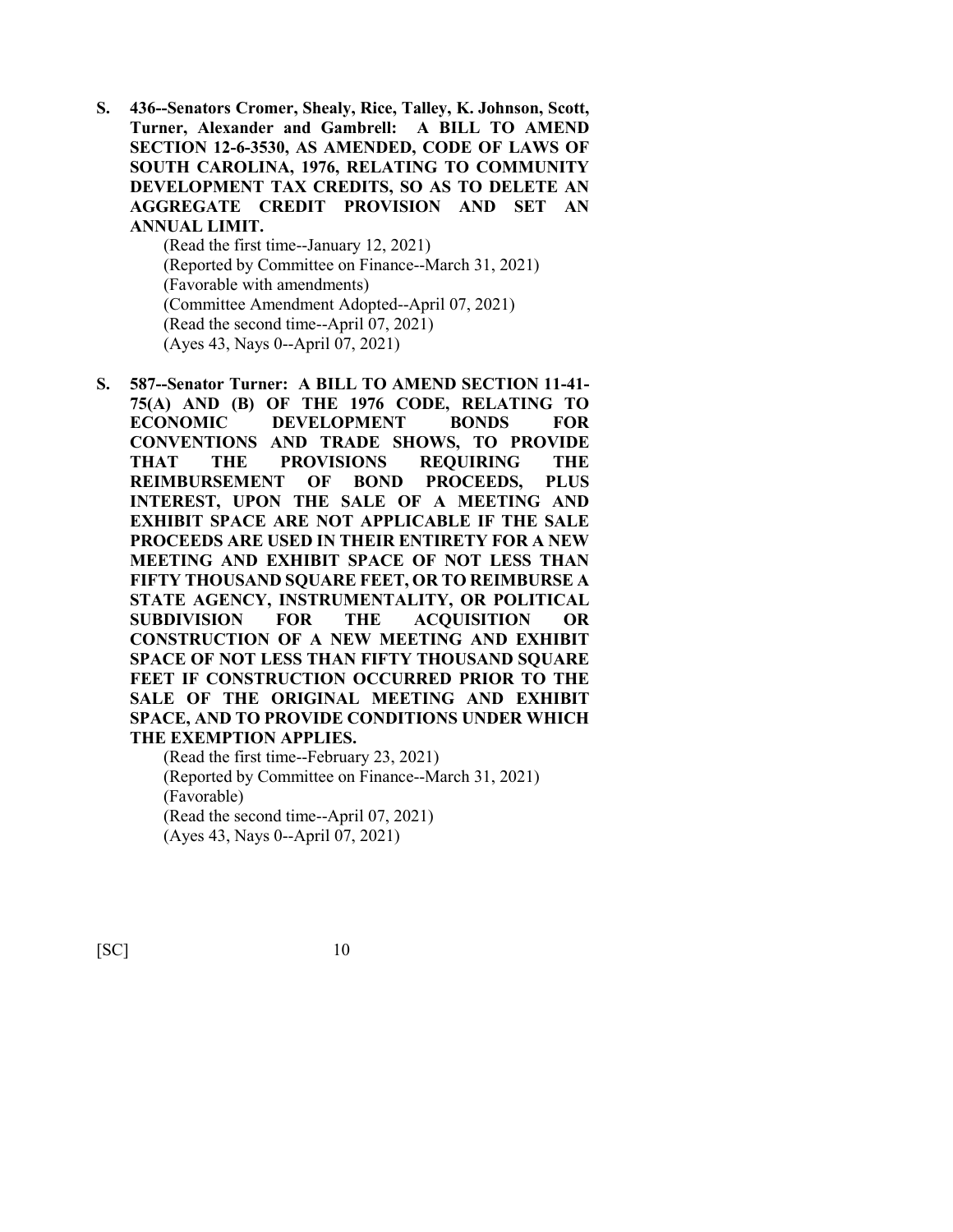**S. 436--Senators Cromer, Shealy, Rice, Talley, K. Johnson, Scott, Turner, Alexander and Gambrell: A BILL TO AMEND SECTION 12-6-3530, AS AMENDED, CODE OF LAWS OF SOUTH CAROLINA, 1976, RELATING TO COMMUNITY DEVELOPMENT TAX CREDITS, SO AS TO DELETE AN AGGREGATE CREDIT PROVISION AND SET AN ANNUAL LIMIT.**

(Read the first time--January 12, 2021)
(Reported by Committee on Finance--March 31, 2021)
(Favorable with amendments)
(Committee Amendment Adopted--April 07, 2021)
(Read the second time--April 07, 2021)
(Ayes 43, Nays 0--April 07, 2021)

**S. 587--Senator Turner: A BILL TO AMEND SECTION 11-41-75(A) AND (B) OF THE 1976 CODE, RELATING TO ECONOMIC DEVELOPMENT BONDS FOR CONVENTIONS AND TRADE SHOWS, TO PROVIDE THAT THE PROVISIONS REQUIRING THE REIMBURSEMENT OF BOND PROCEEDS, PLUS INTEREST, UPON THE SALE OF A MEETING AND EXHIBIT SPACE ARE NOT APPLICABLE IF THE SALE PROCEEDS ARE USED IN THEIR ENTIRETY FOR A NEW MEETING AND EXHIBIT SPACE OF NOT LESS THAN FIFTY THOUSAND SQUARE FEET, OR TO REIMBURSE A STATE AGENCY, INSTRUMENTALITY, OR POLITICAL SUBDIVISION FOR THE ACQUISITION OR CONSTRUCTION OF A NEW MEETING AND EXHIBIT SPACE OF NOT LESS THAN FIFTY THOUSAND SQUARE FEET IF CONSTRUCTION OCCURRED PRIOR TO THE SALE OF THE ORIGINAL MEETING AND EXHIBIT SPACE, AND TO PROVIDE CONDITIONS UNDER WHICH THE EXEMPTION APPLIES.**

(Read the first time--February 23, 2021)
(Reported by Committee on Finance--March 31, 2021)
(Favorable)
(Read the second time--April 07, 2021)
(Ayes 43, Nays 0--April 07, 2021)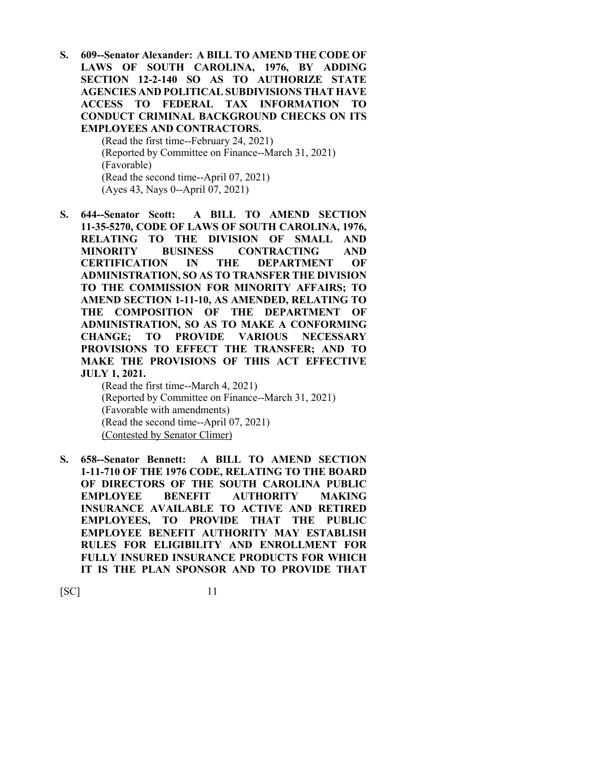**S. 609--Senator Alexander: A BILL TO AMEND THE CODE OF LAWS OF SOUTH CAROLINA, 1976, BY ADDING SECTION 12-2-140 SO AS TO AUTHORIZE STATE AGENCIES AND POLITICAL SUBDIVISIONS THAT HAVE ACCESS TO FEDERAL TAX INFORMATION TO CONDUCT CRIMINAL BACKGROUND CHECKS ON ITS EMPLOYEES AND CONTRACTORS.**

(Read the first time--February 24, 2021)
(Reported by Committee on Finance--March 31, 2021)
(Favorable)
(Read the second time--April 07, 2021)
(Ayes 43, Nays 0--April 07, 2021)

**S. 644--Senator Scott: A BILL TO AMEND SECTION 11-35-5270, CODE OF LAWS OF SOUTH CAROLINA, 1976, RELATING TO THE DIVISION OF SMALL AND MINORITY BUSINESS CONTRACTING AND CERTIFICATION IN THE DEPARTMENT OF ADMINISTRATION, SO AS TO TRANSFER THE DIVISION TO THE COMMISSION FOR MINORITY AFFAIRS; TO AMEND SECTION 1-11-10, AS AMENDED, RELATING TO THE COMPOSITION OF THE DEPARTMENT OF ADMINISTRATION, SO AS TO MAKE A CONFORMING CHANGE; TO PROVIDE VARIOUS NECESSARY PROVISIONS TO EFFECT THE TRANSFER; AND TO MAKE THE PROVISIONS OF THIS ACT EFFECTIVE JULY 1, 2021.**

(Read the first time--March 4, 2021)
(Reported by Committee on Finance--March 31, 2021)
(Favorable with amendments)
(Read the second time--April 07, 2021)
<u>(Contested by Senator Climer)</u>

**S. 658--Senator Bennett: A BILL TO AMEND SECTION 1-11-710 OF THE 1976 CODE, RELATING TO THE BOARD OF DIRECTORS OF THE SOUTH CAROLINA PUBLIC EMPLOYEE BENEFIT AUTHORITY MAKING INSURANCE AVAILABLE TO ACTIVE AND RETIRED EMPLOYEES, TO PROVIDE THAT THE PUBLIC EMPLOYEE BENEFIT AUTHORITY MAY ESTABLISH RULES FOR ELIGIBILITY AND ENROLLMENT FOR FULLY INSURED INSURANCE PRODUCTS FOR WHICH IT IS THE PLAN SPONSOR AND TO PROVIDE THAT**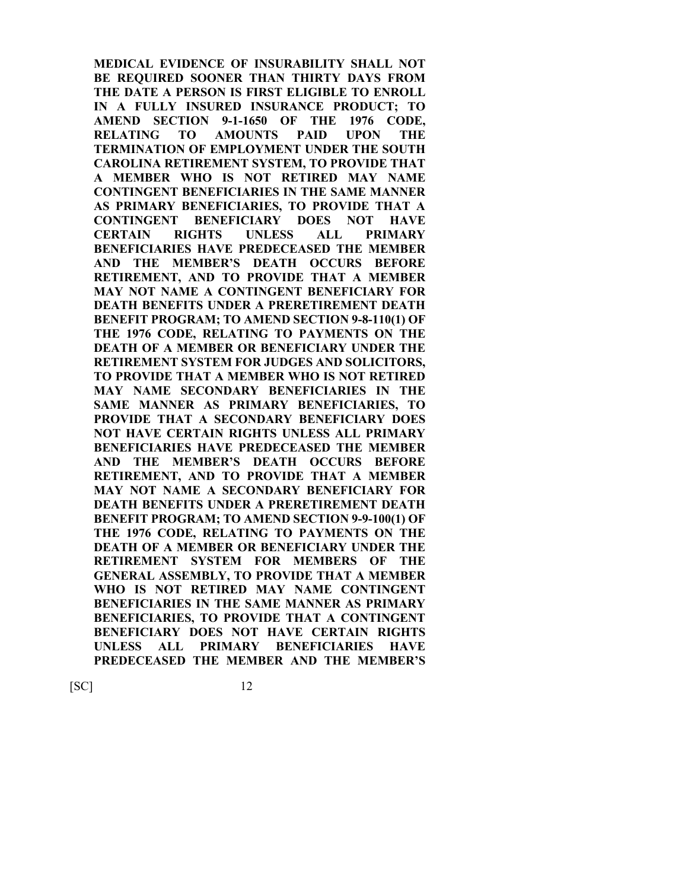**MEDICAL EVIDENCE OF INSURABILITY SHALL NOT BE REQUIRED SOONER THAN THIRTY DAYS FROM THE DATE A PERSON IS FIRST ELIGIBLE TO ENROLL IN A FULLY INSURED INSURANCE PRODUCT; TO AMEND SECTION 9-1-1650 OF THE 1976 CODE, RELATING TO AMOUNTS PAID UPON THE TERMINATION OF EMPLOYMENT UNDER THE SOUTH CAROLINA RETIREMENT SYSTEM, TO PROVIDE THAT A MEMBER WHO IS NOT RETIRED MAY NAME CONTINGENT BENEFICIARIES IN THE SAME MANNER AS PRIMARY BENEFICIARIES, TO PROVIDE THAT A CONTINGENT BENEFICIARY DOES NOT HAVE CERTAIN RIGHTS UNLESS ALL PRIMARY BENEFICIARIES HAVE PREDECEASED THE MEMBER AND THE MEMBER'S DEATH OCCURS BEFORE RETIREMENT, AND TO PROVIDE THAT A MEMBER MAY NOT NAME A CONTINGENT BENEFICIARY FOR DEATH BENEFITS UNDER A PRERETIREMENT DEATH BENEFIT PROGRAM; TO AMEND SECTION 9-8-110(1) OF THE 1976 CODE, RELATING TO PAYMENTS ON THE DEATH OF A MEMBER OR BENEFICIARY UNDER THE RETIREMENT SYSTEM FOR JUDGES AND SOLICITORS, TO PROVIDE THAT A MEMBER WHO IS NOT RETIRED MAY NAME SECONDARY BENEFICIARIES IN THE SAME MANNER AS PRIMARY BENEFICIARIES, TO PROVIDE THAT A SECONDARY BENEFICIARY DOES NOT HAVE CERTAIN RIGHTS UNLESS ALL PRIMARY BENEFICIARIES HAVE PREDECEASED THE MEMBER AND THE MEMBER'S DEATH OCCURS BEFORE RETIREMENT, AND TO PROVIDE THAT A MEMBER MAY NOT NAME A SECONDARY BENEFICIARY FOR DEATH BENEFITS UNDER A PRERETIREMENT DEATH BENEFIT PROGRAM; TO AMEND SECTION 9-9-100(1) OF THE 1976 CODE, RELATING TO PAYMENTS ON THE DEATH OF A MEMBER OR BENEFICIARY UNDER THE RETIREMENT SYSTEM FOR MEMBERS OF THE GENERAL ASSEMBLY, TO PROVIDE THAT A MEMBER WHO IS NOT RETIRED MAY NAME CONTINGENT BENEFICIARIES IN THE SAME MANNER AS PRIMARY BENEFICIARIES, TO PROVIDE THAT A CONTINGENT BENEFICIARY DOES NOT HAVE CERTAIN RIGHTS UNLESS ALL PRIMARY BENEFICIARIES HAVE PREDECEASED THE MEMBER AND THE MEMBER'S**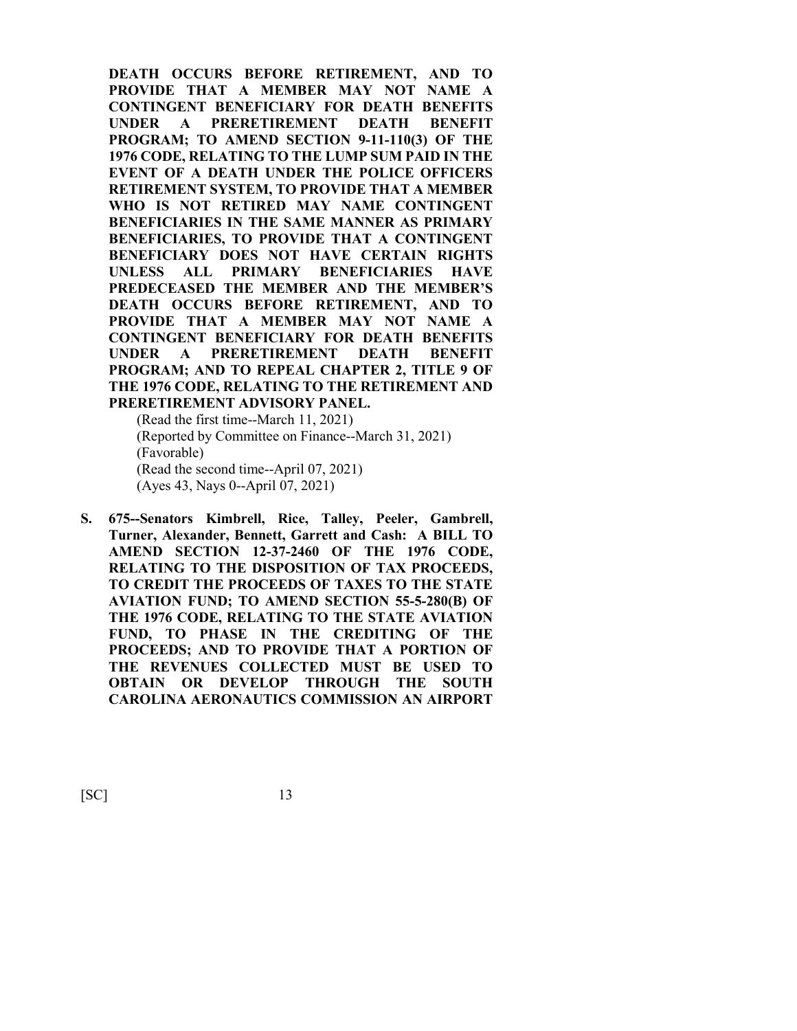**DEATH OCCURS BEFORE RETIREMENT, AND TO PROVIDE THAT A MEMBER MAY NOT NAME A CONTINGENT BENEFICIARY FOR DEATH BENEFITS UNDER A PRERETIREMENT DEATH BENEFIT PROGRAM; TO AMEND SECTION 9-11-110(3) OF THE 1976 CODE, RELATING TO THE LUMP SUM PAID IN THE EVENT OF A DEATH UNDER THE POLICE OFFICERS RETIREMENT SYSTEM, TO PROVIDE THAT A MEMBER WHO IS NOT RETIRED MAY NAME CONTINGENT BENEFICIARIES IN THE SAME MANNER AS PRIMARY BENEFICIARIES, TO PROVIDE THAT A CONTINGENT BENEFICIARY DOES NOT HAVE CERTAIN RIGHTS UNLESS ALL PRIMARY BENEFICIARIES HAVE PREDECEASED THE MEMBER AND THE MEMBER'S DEATH OCCURS BEFORE RETIREMENT, AND TO PROVIDE THAT A MEMBER MAY NOT NAME A CONTINGENT BENEFICIARY FOR DEATH BENEFITS UNDER A PRERETIREMENT DEATH BENEFIT PROGRAM; AND TO REPEAL CHAPTER 2, TITLE 9 OF THE 1976 CODE, RELATING TO THE RETIREMENT AND PRERETIREMENT ADVISORY PANEL.**

(Read the first time--March 11, 2021)
(Reported by Committee on Finance--March 31, 2021)
(Favorable)
(Read the second time--April 07, 2021)
(Ayes 43, Nays 0--April 07, 2021)

**S. 675--Senators Kimbrell, Rice, Talley, Peeler, Gambrell, Turner, Alexander, Bennett, Garrett and Cash: A BILL TO AMEND SECTION 12-37-2460 OF THE 1976 CODE, RELATING TO THE DISPOSITION OF TAX PROCEEDS, TO CREDIT THE PROCEEDS OF TAXES TO THE STATE AVIATION FUND; TO AMEND SECTION 55-5-280(B) OF THE 1976 CODE, RELATING TO THE STATE AVIATION FUND, TO PHASE IN THE CREDITING OF THE PROCEEDS; AND TO PROVIDE THAT A PORTION OF THE REVENUES COLLECTED MUST BE USED TO OBTAIN OR DEVELOP THROUGH THE SOUTH CAROLINA AERONAUTICS COMMISSION AN AIRPORT**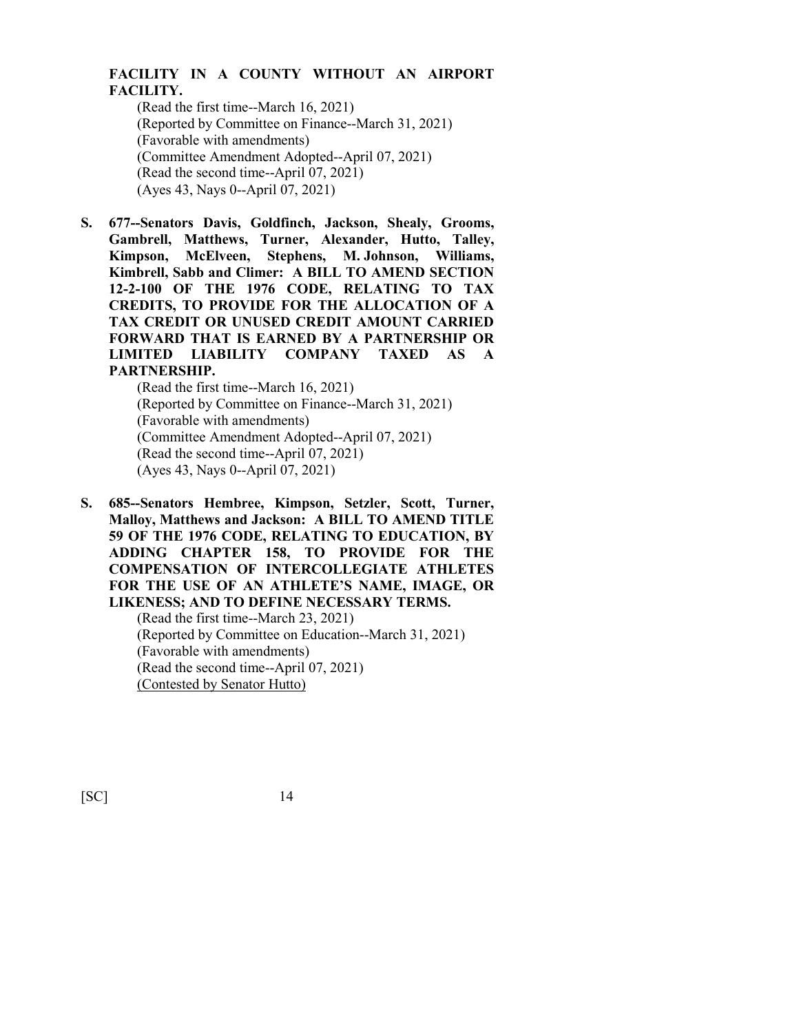**FACILITY IN A COUNTY WITHOUT AN AIRPORT FACILITY.**

(Read the first time--March 16, 2021)
(Reported by Committee on Finance--March 31, 2021)
(Favorable with amendments)
(Committee Amendment Adopted--April 07, 2021)
(Read the second time--April 07, 2021)
(Ayes 43, Nays 0--April 07, 2021)

**S. 677--Senators Davis, Goldfinch, Jackson, Shealy, Grooms, Gambrell, Matthews, Turner, Alexander, Hutto, Talley, Kimpson, McElveen, Stephens, M. Johnson, Williams, Kimbrell, Sabb and Climer: A BILL TO AMEND SECTION 12-2-100 OF THE 1976 CODE, RELATING TO TAX CREDITS, TO PROVIDE FOR THE ALLOCATION OF A TAX CREDIT OR UNUSED CREDIT AMOUNT CARRIED FORWARD THAT IS EARNED BY A PARTNERSHIP OR LIMITED LIABILITY COMPANY TAXED AS A PARTNERSHIP.**

(Read the first time--March 16, 2021)
(Reported by Committee on Finance--March 31, 2021)
(Favorable with amendments)
(Committee Amendment Adopted--April 07, 2021)
(Read the second time--April 07, 2021)
(Ayes 43, Nays 0--April 07, 2021)

**S. 685--Senators Hembree, Kimpson, Setzler, Scott, Turner, Malloy, Matthews and Jackson: A BILL TO AMEND TITLE 59 OF THE 1976 CODE, RELATING TO EDUCATION, BY ADDING CHAPTER 158, TO PROVIDE FOR THE COMPENSATION OF INTERCOLLEGIATE ATHLETES FOR THE USE OF AN ATHLETE'S NAME, IMAGE, OR LIKENESS; AND TO DEFINE NECESSARY TERMS.**

(Read the first time--March 23, 2021)
(Reported by Committee on Education--March 31, 2021)
(Favorable with amendments)
(Read the second time--April 07, 2021)
(Contested by Senator Hutto)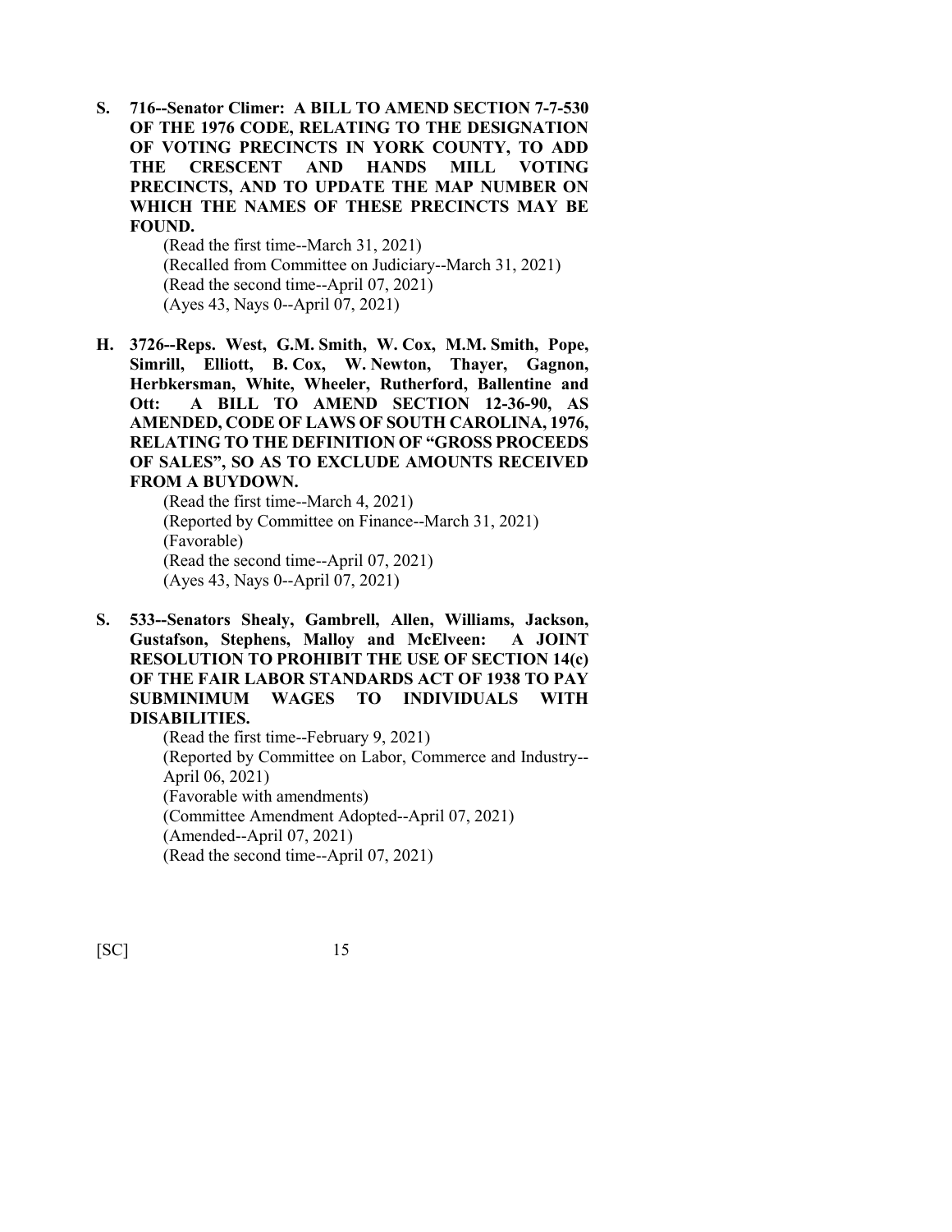**S. 716--Senator Climer: A BILL TO AMEND SECTION 7-7-530 OF THE 1976 CODE, RELATING TO THE DESIGNATION OF VOTING PRECINCTS IN YORK COUNTY, TO ADD THE CRESCENT AND HANDS MILL VOTING PRECINCTS, AND TO UPDATE THE MAP NUMBER ON WHICH THE NAMES OF THESE PRECINCTS MAY BE FOUND.**

(Read the first time--March 31, 2021)
(Recalled from Committee on Judiciary--March 31, 2021)
(Read the second time--April 07, 2021)
(Ayes 43, Nays 0--April 07, 2021)

**H. 3726--Reps. West, G.M. Smith, W. Cox, M.M. Smith, Pope, Simrill, Elliott, B. Cox, W. Newton, Thayer, Gagnon, Herbkersman, White, Wheeler, Rutherford, Ballentine and Ott: A BILL TO AMEND SECTION 12-36-90, AS AMENDED, CODE OF LAWS OF SOUTH CAROLINA, 1976, RELATING TO THE DEFINITION OF "GROSS PROCEEDS OF SALES", SO AS TO EXCLUDE AMOUNTS RECEIVED FROM A BUYDOWN.**

(Read the first time--March 4, 2021)
(Reported by Committee on Finance--March 31, 2021)
(Favorable)
(Read the second time--April 07, 2021)
(Ayes 43, Nays 0--April 07, 2021)

**S. 533--Senators Shealy, Gambrell, Allen, Williams, Jackson, Gustafson, Stephens, Malloy and McElveen: A JOINT RESOLUTION TO PROHIBIT THE USE OF SECTION 14(c) OF THE FAIR LABOR STANDARDS ACT OF 1938 TO PAY SUBMINIMUM WAGES TO INDIVIDUALS WITH DISABILITIES.**

(Read the first time--February 9, 2021)
(Reported by Committee on Labor, Commerce and Industry--April 06, 2021)
(Favorable with amendments)
(Committee Amendment Adopted--April 07, 2021)
(Amended--April 07, 2021)
(Read the second time--April 07, 2021)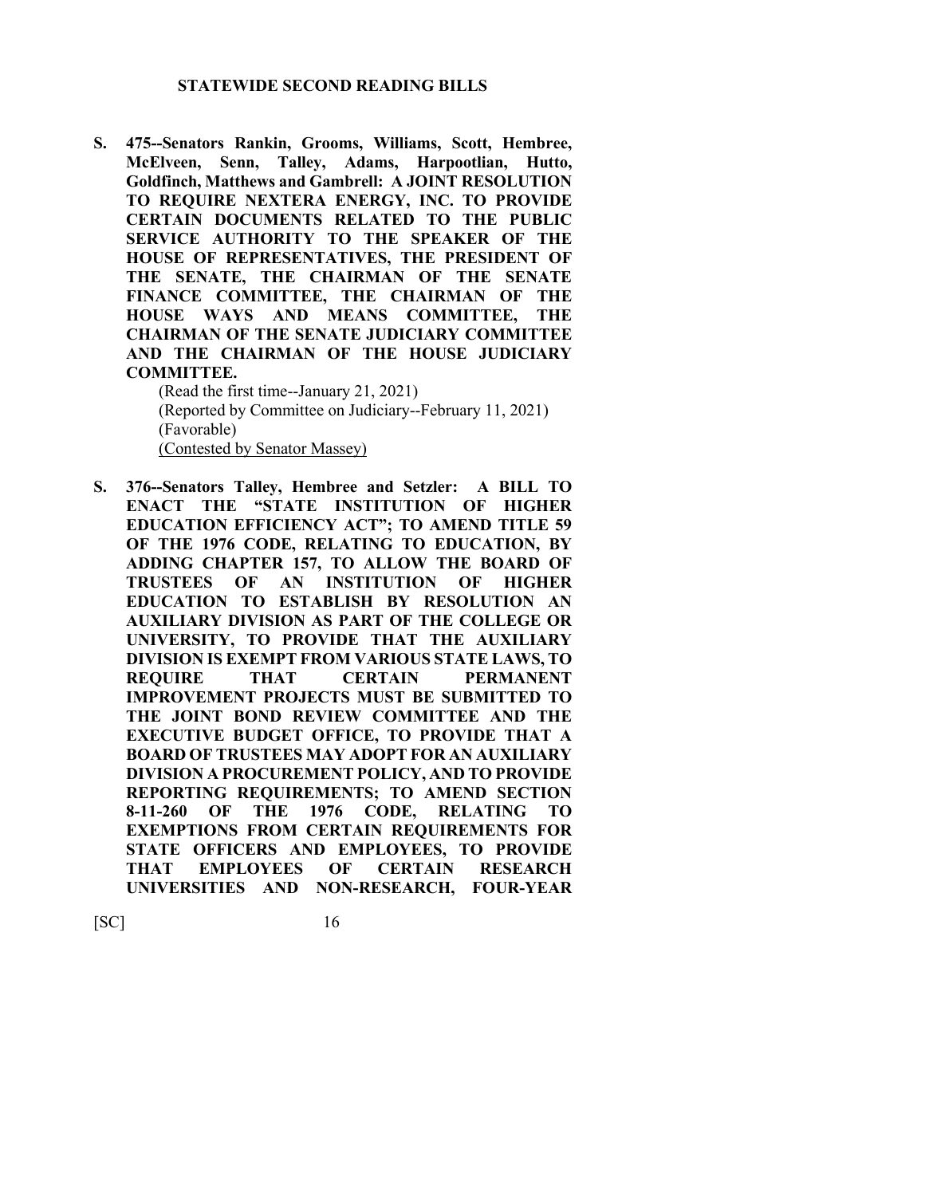## STATEWIDE SECOND READING BILLS

**S. 475--Senators Rankin, Grooms, Williams, Scott, Hembree, McElveen, Senn, Talley, Adams, Harpootlian, Hutto, Goldfinch, Matthews and Gambrell: A JOINT RESOLUTION TO REQUIRE NEXTERA ENERGY, INC. TO PROVIDE CERTAIN DOCUMENTS RELATED TO THE PUBLIC SERVICE AUTHORITY TO THE SPEAKER OF THE HOUSE OF REPRESENTATIVES, THE PRESIDENT OF THE SENATE, THE CHAIRMAN OF THE SENATE FINANCE COMMITTEE, THE CHAIRMAN OF THE HOUSE WAYS AND MEANS COMMITTEE, THE CHAIRMAN OF THE SENATE JUDICIARY COMMITTEE AND THE CHAIRMAN OF THE HOUSE JUDICIARY COMMITTEE.**

(Read the first time--January 21, 2021)
(Reported by Committee on Judiciary--February 11, 2021)
(Favorable)
<u>(Contested by Senator Massey)</u>

**S. 376--Senators Talley, Hembree and Setzler: A BILL TO ENACT THE "STATE INSTITUTION OF HIGHER EDUCATION EFFICIENCY ACT"; TO AMEND TITLE 59 OF THE 1976 CODE, RELATING TO EDUCATION, BY ADDING CHAPTER 157, TO ALLOW THE BOARD OF TRUSTEES OF AN INSTITUTION OF HIGHER EDUCATION TO ESTABLISH BY RESOLUTION AN AUXILIARY DIVISION AS PART OF THE COLLEGE OR UNIVERSITY, TO PROVIDE THAT THE AUXILIARY DIVISION IS EXEMPT FROM VARIOUS STATE LAWS, TO REQUIRE THAT CERTAIN PERMANENT IMPROVEMENT PROJECTS MUST BE SUBMITTED TO THE JOINT BOND REVIEW COMMITTEE AND THE EXECUTIVE BUDGET OFFICE, TO PROVIDE THAT A BOARD OF TRUSTEES MAY ADOPT FOR AN AUXILIARY DIVISION A PROCUREMENT POLICY, AND TO PROVIDE REPORTING REQUIREMENTS; TO AMEND SECTION 8-11-260 OF THE 1976 CODE, RELATING TO EXEMPTIONS FROM CERTAIN REQUIREMENTS FOR STATE OFFICERS AND EMPLOYEES, TO PROVIDE THAT EMPLOYEES OF CERTAIN RESEARCH UNIVERSITIES AND NON-RESEARCH, FOUR-YEAR**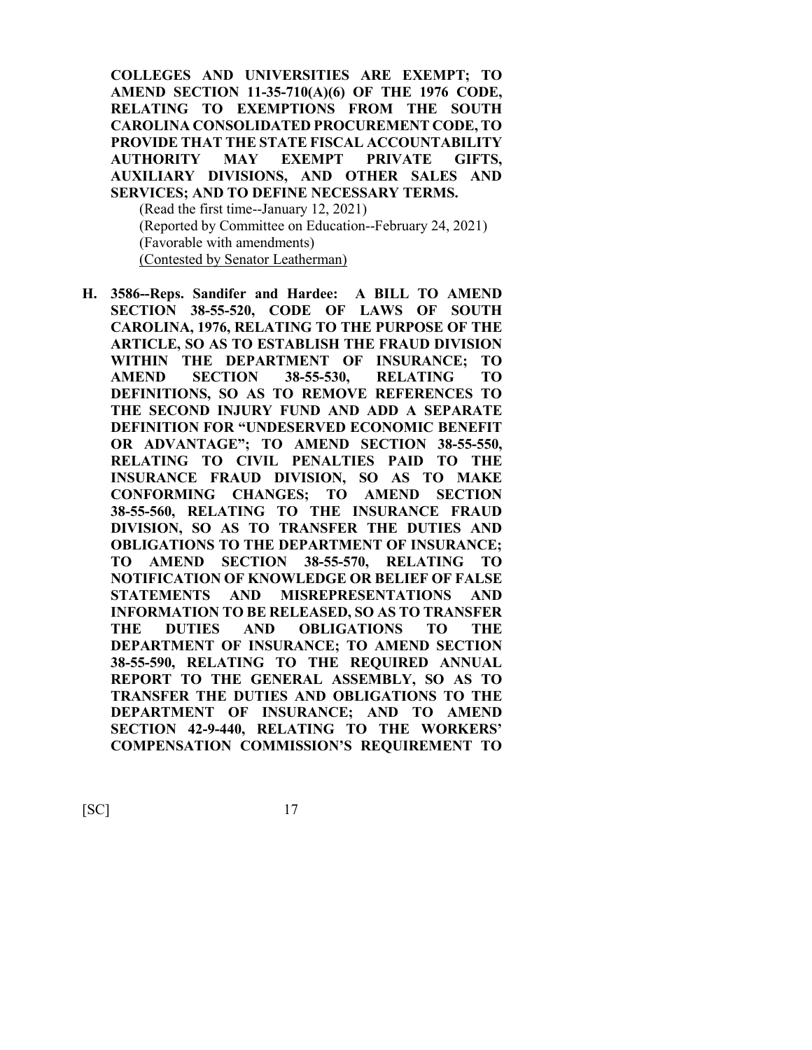**COLLEGES AND UNIVERSITIES ARE EXEMPT; TO AMEND SECTION 11-35-710(A)(6) OF THE 1976 CODE, RELATING TO EXEMPTIONS FROM THE SOUTH CAROLINA CONSOLIDATED PROCUREMENT CODE, TO PROVIDE THAT THE STATE FISCAL ACCOUNTABILITY AUTHORITY MAY EXEMPT PRIVATE GIFTS, AUXILIARY DIVISIONS, AND OTHER SALES AND SERVICES; AND TO DEFINE NECESSARY TERMS.**

(Read the first time--January 12, 2021)
(Reported by Committee on Education--February 24, 2021)
(Favorable with amendments)
(Contested by Senator Leatherman)

**H. 3586--Reps. Sandifer and Hardee: A BILL TO AMEND SECTION 38-55-520, CODE OF LAWS OF SOUTH CAROLINA, 1976, RELATING TO THE PURPOSE OF THE ARTICLE, SO AS TO ESTABLISH THE FRAUD DIVISION WITHIN THE DEPARTMENT OF INSURANCE; TO AMEND SECTION 38-55-530, RELATING TO DEFINITIONS, SO AS TO REMOVE REFERENCES TO THE SECOND INJURY FUND AND ADD A SEPARATE DEFINITION FOR "UNDESERVED ECONOMIC BENEFIT OR ADVANTAGE"; TO AMEND SECTION 38-55-550, RELATING TO CIVIL PENALTIES PAID TO THE INSURANCE FRAUD DIVISION, SO AS TO MAKE CONFORMING CHANGES; TO AMEND SECTION 38-55-560, RELATING TO THE INSURANCE FRAUD DIVISION, SO AS TO TRANSFER THE DUTIES AND OBLIGATIONS TO THE DEPARTMENT OF INSURANCE; TO AMEND SECTION 38-55-570, RELATING TO NOTIFICATION OF KNOWLEDGE OR BELIEF OF FALSE STATEMENTS AND MISREPRESENTATIONS AND INFORMATION TO BE RELEASED, SO AS TO TRANSFER THE DUTIES AND OBLIGATIONS TO THE DEPARTMENT OF INSURANCE; TO AMEND SECTION 38-55-590, RELATING TO THE REQUIRED ANNUAL REPORT TO THE GENERAL ASSEMBLY, SO AS TO TRANSFER THE DUTIES AND OBLIGATIONS TO THE DEPARTMENT OF INSURANCE; AND TO AMEND SECTION 42-9-440, RELATING TO THE WORKERS' COMPENSATION COMMISSION'S REQUIREMENT TO**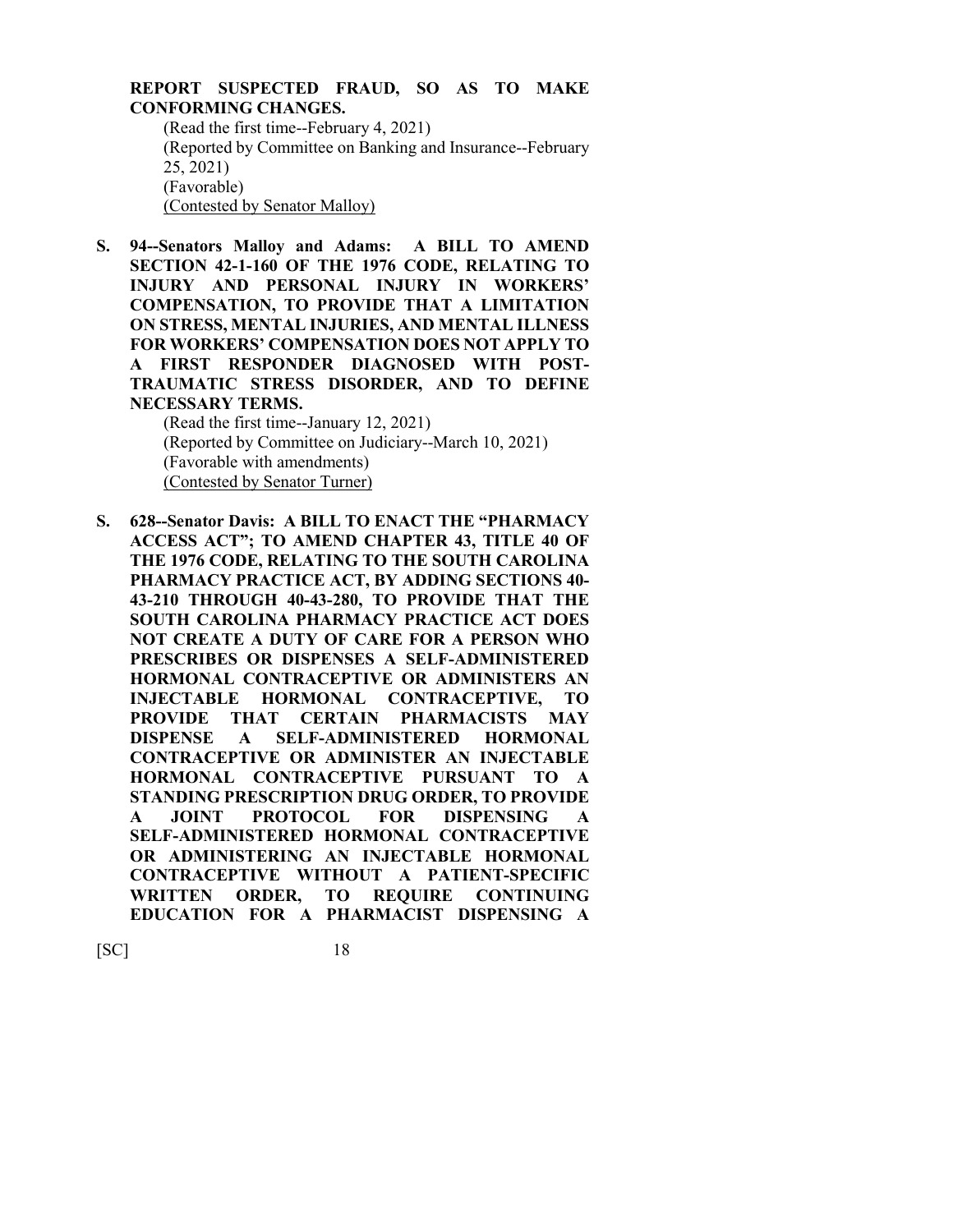**REPORT SUSPECTED FRAUD, SO AS TO MAKE CONFORMING CHANGES.**

(Read the first time--February 4, 2021)
(Reported by Committee on Banking and Insurance--February 25, 2021)
(Favorable)
(Contested by Senator Malloy)

**S. 94--Senators Malloy and Adams: A BILL TO AMEND SECTION 42-1-160 OF THE 1976 CODE, RELATING TO INJURY AND PERSONAL INJURY IN WORKERS' COMPENSATION, TO PROVIDE THAT A LIMITATION ON STRESS, MENTAL INJURIES, AND MENTAL ILLNESS FOR WORKERS' COMPENSATION DOES NOT APPLY TO A FIRST RESPONDER DIAGNOSED WITH POST-TRAUMATIC STRESS DISORDER, AND TO DEFINE NECESSARY TERMS.**

(Read the first time--January 12, 2021)
(Reported by Committee on Judiciary--March 10, 2021)
(Favorable with amendments)
(Contested by Senator Turner)

**S. 628--Senator Davis: A BILL TO ENACT THE "PHARMACY ACCESS ACT"; TO AMEND CHAPTER 43, TITLE 40 OF THE 1976 CODE, RELATING TO THE SOUTH CAROLINA PHARMACY PRACTICE ACT, BY ADDING SECTIONS 40-43-210 THROUGH 40-43-280, TO PROVIDE THAT THE SOUTH CAROLINA PHARMACY PRACTICE ACT DOES NOT CREATE A DUTY OF CARE FOR A PERSON WHO PRESCRIBES OR DISPENSES A SELF-ADMINISTERED HORMONAL CONTRACEPTIVE OR ADMINISTERS AN INJECTABLE HORMONAL CONTRACEPTIVE, TO PROVIDE THAT CERTAIN PHARMACISTS MAY DISPENSE A SELF-ADMINISTERED HORMONAL CONTRACEPTIVE OR ADMINISTER AN INJECTABLE HORMONAL CONTRACEPTIVE PURSUANT TO A STANDING PRESCRIPTION DRUG ORDER, TO PROVIDE A JOINT PROTOCOL FOR DISPENSING A SELF-ADMINISTERED HORMONAL CONTRACEPTIVE OR ADMINISTERING AN INJECTABLE HORMONAL CONTRACEPTIVE WITHOUT A PATIENT-SPECIFIC WRITTEN ORDER, TO REQUIRE CONTINUING EDUCATION FOR A PHARMACIST DISPENSING A**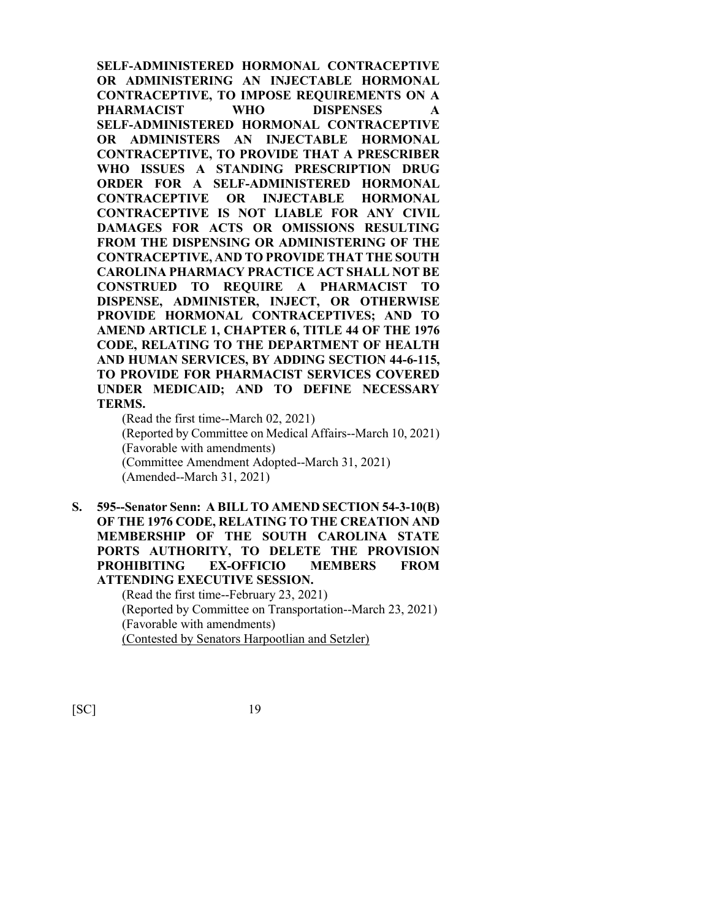**SELF-ADMINISTERED HORMONAL CONTRACEPTIVE OR ADMINISTERING AN INJECTABLE HORMONAL CONTRACEPTIVE, TO IMPOSE REQUIREMENTS ON A PHARMACIST WHO DISPENSES A SELF-ADMINISTERED HORMONAL CONTRACEPTIVE OR ADMINISTERS AN INJECTABLE HORMONAL CONTRACEPTIVE, TO PROVIDE THAT A PRESCRIBER WHO ISSUES A STANDING PRESCRIPTION DRUG ORDER FOR A SELF-ADMINISTERED HORMONAL CONTRACEPTIVE OR INJECTABLE HORMONAL CONTRACEPTIVE IS NOT LIABLE FOR ANY CIVIL DAMAGES FOR ACTS OR OMISSIONS RESULTING FROM THE DISPENSING OR ADMINISTERING OF THE CONTRACEPTIVE, AND TO PROVIDE THAT THE SOUTH CAROLINA PHARMACY PRACTICE ACT SHALL NOT BE CONSTRUED TO REQUIRE A PHARMACIST TO DISPENSE, ADMINISTER, INJECT, OR OTHERWISE PROVIDE HORMONAL CONTRACEPTIVES; AND TO AMEND ARTICLE 1, CHAPTER 6, TITLE 44 OF THE 1976 CODE, RELATING TO THE DEPARTMENT OF HEALTH AND HUMAN SERVICES, BY ADDING SECTION 44-6-115, TO PROVIDE FOR PHARMACIST SERVICES COVERED UNDER MEDICAID; AND TO DEFINE NECESSARY TERMS.**

(Read the first time--March 02, 2021)
(Reported by Committee on Medical Affairs--March 10, 2021)
(Favorable with amendments)
(Committee Amendment Adopted--March 31, 2021)
(Amended--March 31, 2021)

**S. 595--Senator Senn: A BILL TO AMEND SECTION 54-3-10(B) OF THE 1976 CODE, RELATING TO THE CREATION AND MEMBERSHIP OF THE SOUTH CAROLINA STATE PORTS AUTHORITY, TO DELETE THE PROVISION PROHIBITING EX-OFFICIO MEMBERS FROM ATTENDING EXECUTIVE SESSION.**

(Read the first time--February 23, 2021)
(Reported by Committee on Transportation--March 23, 2021)
(Favorable with amendments)
(Contested by Senators Harpootlian and Setzler)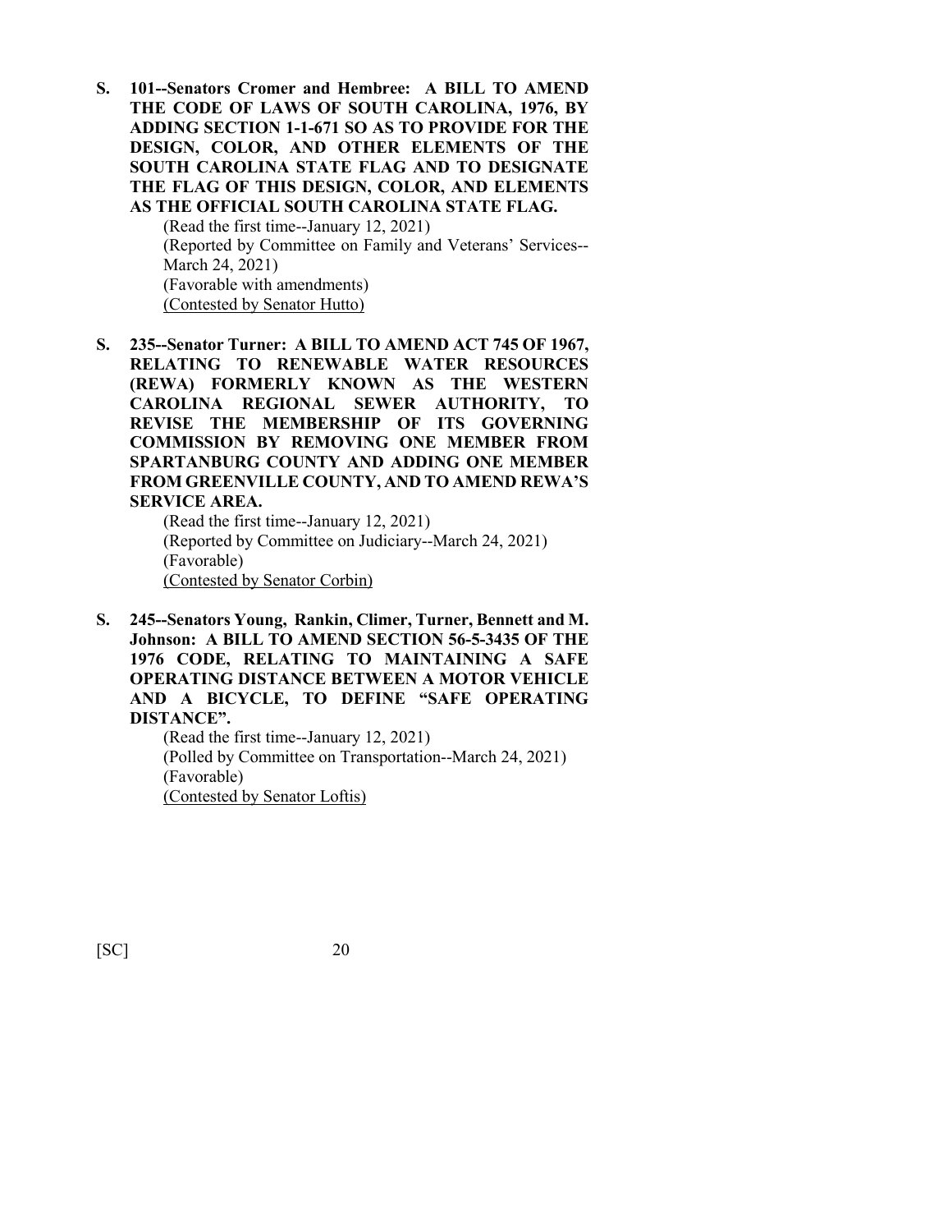**S. 101--Senators Cromer and Hembree: A BILL TO AMEND THE CODE OF LAWS OF SOUTH CAROLINA, 1976, BY ADDING SECTION 1-1-671 SO AS TO PROVIDE FOR THE DESIGN, COLOR, AND OTHER ELEMENTS OF THE SOUTH CAROLINA STATE FLAG AND TO DESIGNATE THE FLAG OF THIS DESIGN, COLOR, AND ELEMENTS AS THE OFFICIAL SOUTH CAROLINA STATE FLAG.**

(Read the first time--January 12, 2021)
(Reported by Committee on Family and Veterans' Services--March 24, 2021)
(Favorable with amendments)
<u>(Contested by Senator Hutto)</u>

**S. 235--Senator Turner: A BILL TO AMEND ACT 745 OF 1967, RELATING TO RENEWABLE WATER RESOURCES (REWA) FORMERLY KNOWN AS THE WESTERN CAROLINA REGIONAL SEWER AUTHORITY, TO REVISE THE MEMBERSHIP OF ITS GOVERNING COMMISSION BY REMOVING ONE MEMBER FROM SPARTANBURG COUNTY AND ADDING ONE MEMBER FROM GREENVILLE COUNTY, AND TO AMEND REWA'S SERVICE AREA.**

(Read the first time--January 12, 2021)
(Reported by Committee on Judiciary--March 24, 2021)
(Favorable)
<u>(Contested by Senator Corbin)</u>

**S. 245--Senators Young, Rankin, Climer, Turner, Bennett and M. Johnson: A BILL TO AMEND SECTION 56-5-3435 OF THE 1976 CODE, RELATING TO MAINTAINING A SAFE OPERATING DISTANCE BETWEEN A MOTOR VEHICLE AND A BICYCLE, TO DEFINE "SAFE OPERATING DISTANCE".**

(Read the first time--January 12, 2021)
(Polled by Committee on Transportation--March 24, 2021)
(Favorable)
<u>(Contested by Senator Loftis)</u>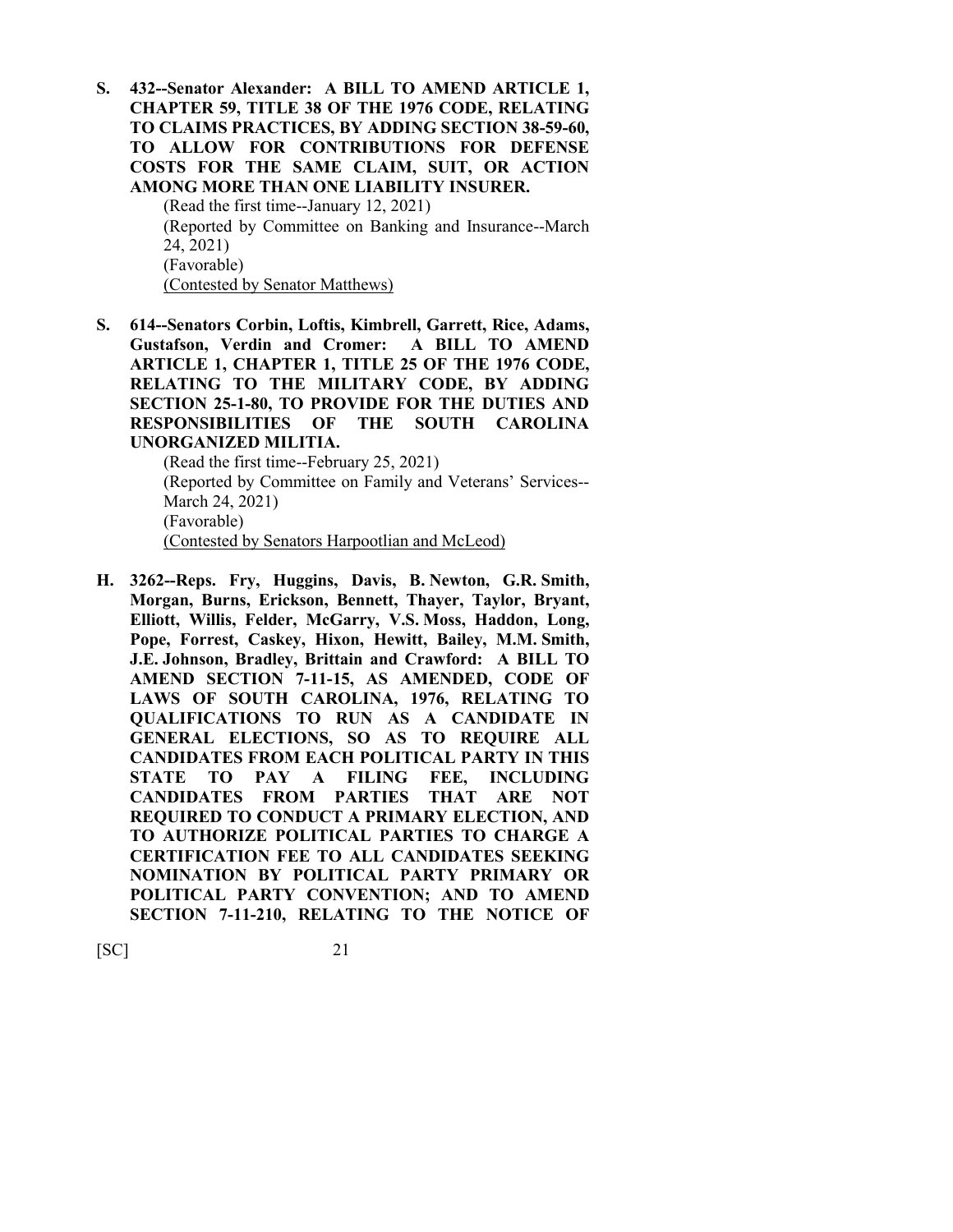**S. 432--Senator Alexander: A BILL TO AMEND ARTICLE 1, CHAPTER 59, TITLE 38 OF THE 1976 CODE, RELATING TO CLAIMS PRACTICES, BY ADDING SECTION 38-59-60, TO ALLOW FOR CONTRIBUTIONS FOR DEFENSE COSTS FOR THE SAME CLAIM, SUIT, OR ACTION AMONG MORE THAN ONE LIABILITY INSURER.**

(Read the first time--January 12, 2021)
(Reported by Committee on Banking and Insurance--March 24, 2021)
(Favorable)
(Contested by Senator Matthews)

**S. 614--Senators Corbin, Loftis, Kimbrell, Garrett, Rice, Adams, Gustafson, Verdin and Cromer: A BILL TO AMEND ARTICLE 1, CHAPTER 1, TITLE 25 OF THE 1976 CODE, RELATING TO THE MILITARY CODE, BY ADDING SECTION 25-1-80, TO PROVIDE FOR THE DUTIES AND RESPONSIBILITIES OF THE SOUTH CAROLINA UNORGANIZED MILITIA.**

(Read the first time--February 25, 2021)
(Reported by Committee on Family and Veterans' Services--March 24, 2021)
(Favorable)
(Contested by Senators Harpootlian and McLeod)

**H. 3262--Reps. Fry, Huggins, Davis, B. Newton, G.R. Smith, Morgan, Burns, Erickson, Bennett, Thayer, Taylor, Bryant, Elliott, Willis, Felder, McGarry, V.S. Moss, Haddon, Long, Pope, Forrest, Caskey, Hixon, Hewitt, Bailey, M.M. Smith, J.E. Johnson, Bradley, Brittain and Crawford: A BILL TO AMEND SECTION 7-11-15, AS AMENDED, CODE OF LAWS OF SOUTH CAROLINA, 1976, RELATING TO QUALIFICATIONS TO RUN AS A CANDIDATE IN GENERAL ELECTIONS, SO AS TO REQUIRE ALL CANDIDATES FROM EACH POLITICAL PARTY IN THIS STATE TO PAY A FILING FEE, INCLUDING CANDIDATES FROM PARTIES THAT ARE NOT REQUIRED TO CONDUCT A PRIMARY ELECTION, AND TO AUTHORIZE POLITICAL PARTIES TO CHARGE A CERTIFICATION FEE TO ALL CANDIDATES SEEKING NOMINATION BY POLITICAL PARTY PRIMARY OR POLITICAL PARTY CONVENTION; AND TO AMEND SECTION 7-11-210, RELATING TO THE NOTICE OF**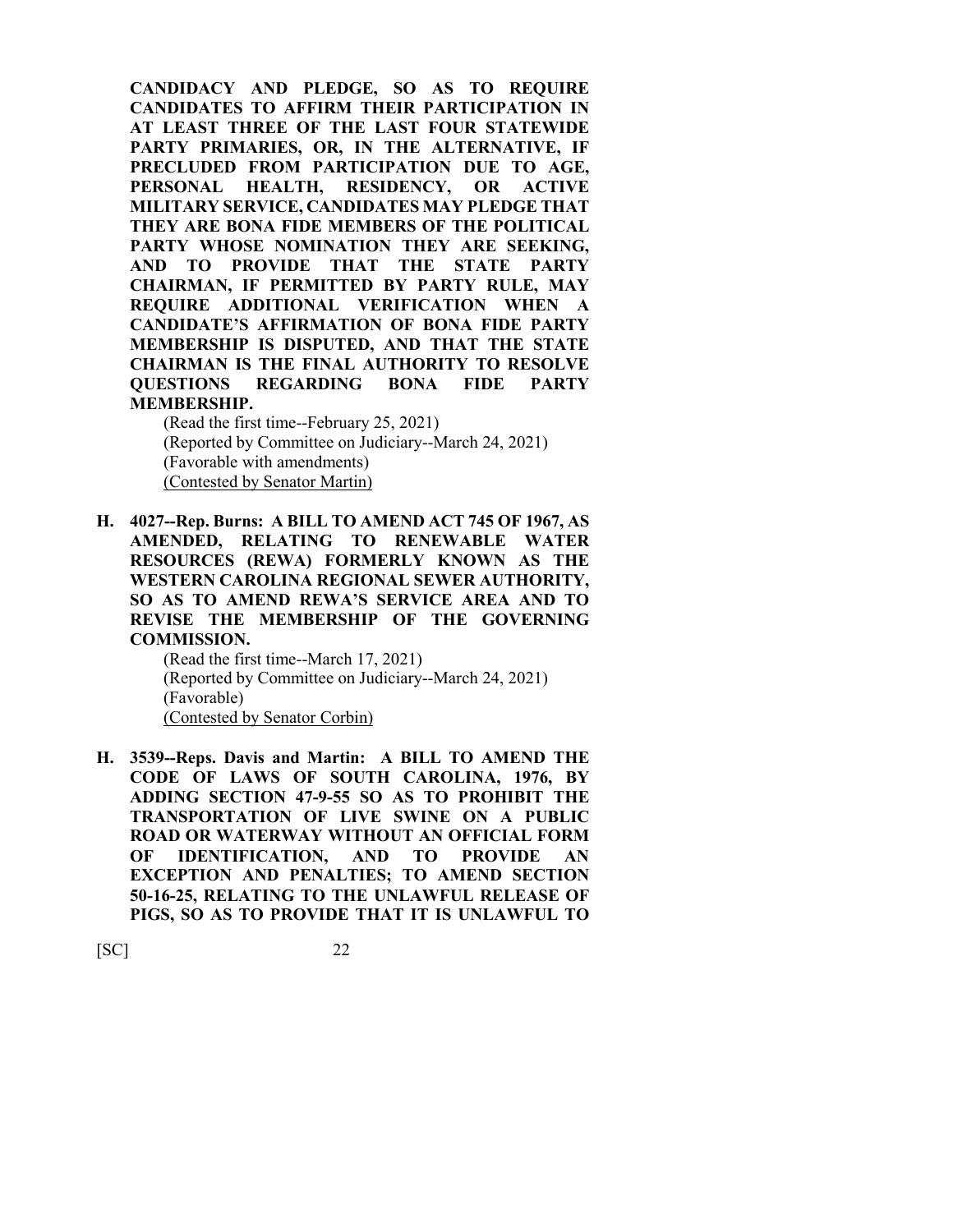**CANDIDACY AND PLEDGE, SO AS TO REQUIRE CANDIDATES TO AFFIRM THEIR PARTICIPATION IN AT LEAST THREE OF THE LAST FOUR STATEWIDE PARTY PRIMARIES, OR, IN THE ALTERNATIVE, IF PRECLUDED FROM PARTICIPATION DUE TO AGE, PERSONAL HEALTH, RESIDENCY, OR ACTIVE MILITARY SERVICE, CANDIDATES MAY PLEDGE THAT THEY ARE BONA FIDE MEMBERS OF THE POLITICAL PARTY WHOSE NOMINATION THEY ARE SEEKING, AND TO PROVIDE THAT THE STATE PARTY CHAIRMAN, IF PERMITTED BY PARTY RULE, MAY REQUIRE ADDITIONAL VERIFICATION WHEN A CANDIDATE'S AFFIRMATION OF BONA FIDE PARTY MEMBERSHIP IS DISPUTED, AND THAT THE STATE CHAIRMAN IS THE FINAL AUTHORITY TO RESOLVE QUESTIONS REGARDING BONA FIDE PARTY MEMBERSHIP.**

(Read the first time--February 25, 2021)
(Reported by Committee on Judiciary--March 24, 2021)
(Favorable with amendments)
<u>(Contested by Senator Martin)</u>

**H. 4027--Rep. Burns: A BILL TO AMEND ACT 745 OF 1967, AS AMENDED, RELATING TO RENEWABLE WATER RESOURCES (REWA) FORMERLY KNOWN AS THE WESTERN CAROLINA REGIONAL SEWER AUTHORITY, SO AS TO AMEND REWA'S SERVICE AREA AND TO REVISE THE MEMBERSHIP OF THE GOVERNING COMMISSION.**

(Read the first time--March 17, 2021)
(Reported by Committee on Judiciary--March 24, 2021)
(Favorable)
<u>(Contested by Senator Corbin)</u>

**H. 3539--Reps. Davis and Martin: A BILL TO AMEND THE CODE OF LAWS OF SOUTH CAROLINA, 1976, BY ADDING SECTION 47-9-55 SO AS TO PROHIBIT THE TRANSPORTATION OF LIVE SWINE ON A PUBLIC ROAD OR WATERWAY WITHOUT AN OFFICIAL FORM OF IDENTIFICATION, AND TO PROVIDE AN EXCEPTION AND PENALTIES; TO AMEND SECTION 50-16-25, RELATING TO THE UNLAWFUL RELEASE OF PIGS, SO AS TO PROVIDE THAT IT IS UNLAWFUL TO**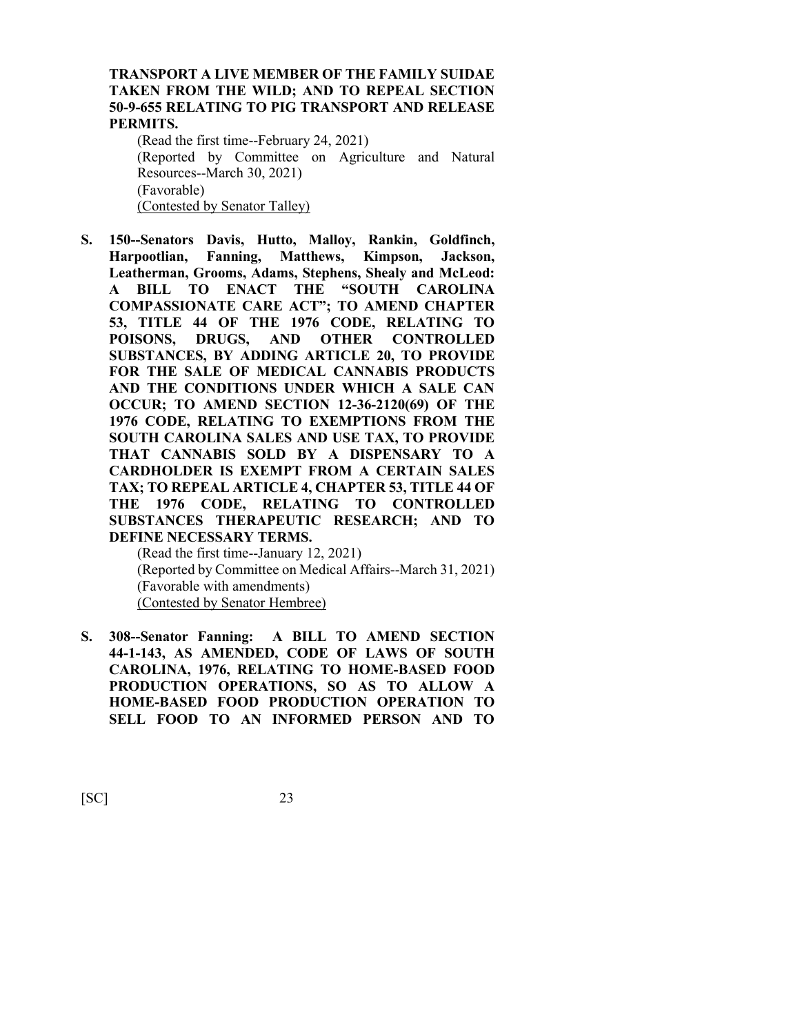**TRANSPORT A LIVE MEMBER OF THE FAMILY SUIDAE TAKEN FROM THE WILD; AND TO REPEAL SECTION 50-9-655 RELATING TO PIG TRANSPORT AND RELEASE PERMITS.**

(Read the first time--February 24, 2021)
(Reported by Committee on Agriculture and Natural Resources--March 30, 2021)
(Favorable)
(Contested by Senator Talley)

**S. 150--Senators Davis, Hutto, Malloy, Rankin, Goldfinch, Harpootlian, Fanning, Matthews, Kimpson, Jackson, Leatherman, Grooms, Adams, Stephens, Shealy and McLeod: A BILL TO ENACT THE "SOUTH CAROLINA COMPASSIONATE CARE ACT"; TO AMEND CHAPTER 53, TITLE 44 OF THE 1976 CODE, RELATING TO POISONS, DRUGS, AND OTHER CONTROLLED SUBSTANCES, BY ADDING ARTICLE 20, TO PROVIDE FOR THE SALE OF MEDICAL CANNABIS PRODUCTS AND THE CONDITIONS UNDER WHICH A SALE CAN OCCUR; TO AMEND SECTION 12-36-2120(69) OF THE 1976 CODE, RELATING TO EXEMPTIONS FROM THE SOUTH CAROLINA SALES AND USE TAX, TO PROVIDE THAT CANNABIS SOLD BY A DISPENSARY TO A CARDHOLDER IS EXEMPT FROM A CERTAIN SALES TAX; TO REPEAL ARTICLE 4, CHAPTER 53, TITLE 44 OF THE 1976 CODE, RELATING TO CONTROLLED SUBSTANCES THERAPEUTIC RESEARCH; AND TO DEFINE NECESSARY TERMS.**

(Read the first time--January 12, 2021)
(Reported by Committee on Medical Affairs--March 31, 2021)
(Favorable with amendments)
(Contested by Senator Hembree)

**S. 308--Senator Fanning: A BILL TO AMEND SECTION 44-1-143, AS AMENDED, CODE OF LAWS OF SOUTH CAROLINA, 1976, RELATING TO HOME-BASED FOOD PRODUCTION OPERATIONS, SO AS TO ALLOW A HOME-BASED FOOD PRODUCTION OPERATION TO SELL FOOD TO AN INFORMED PERSON AND TO**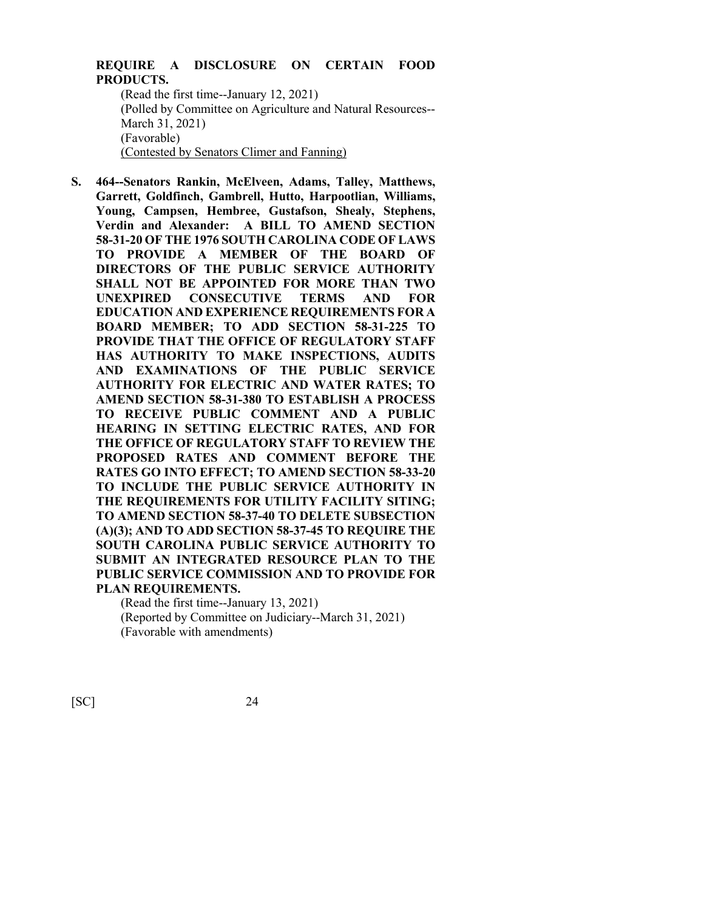**REQUIRE A DISCLOSURE ON CERTAIN FOOD PRODUCTS.**

(Read the first time--January 12, 2021)
(Polled by Committee on Agriculture and Natural Resources--March 31, 2021)
(Favorable)
<u>(Contested by Senators Climer and Fanning)</u>

**S. 464--Senators Rankin, McElveen, Adams, Talley, Matthews, Garrett, Goldfinch, Gambrell, Hutto, Harpootlian, Williams, Young, Campsen, Hembree, Gustafson, Shealy, Stephens, Verdin and Alexander: A BILL TO AMEND SECTION 58-31-20 OF THE 1976 SOUTH CAROLINA CODE OF LAWS TO PROVIDE A MEMBER OF THE BOARD OF DIRECTORS OF THE PUBLIC SERVICE AUTHORITY SHALL NOT BE APPOINTED FOR MORE THAN TWO UNEXPIRED CONSECUTIVE TERMS AND FOR EDUCATION AND EXPERIENCE REQUIREMENTS FOR A BOARD MEMBER; TO ADD SECTION 58-31-225 TO PROVIDE THAT THE OFFICE OF REGULATORY STAFF HAS AUTHORITY TO MAKE INSPECTIONS, AUDITS AND EXAMINATIONS OF THE PUBLIC SERVICE AUTHORITY FOR ELECTRIC AND WATER RATES; TO AMEND SECTION 58-31-380 TO ESTABLISH A PROCESS TO RECEIVE PUBLIC COMMENT AND A PUBLIC HEARING IN SETTING ELECTRIC RATES, AND FOR THE OFFICE OF REGULATORY STAFF TO REVIEW THE PROPOSED RATES AND COMMENT BEFORE THE RATES GO INTO EFFECT; TO AMEND SECTION 58-33-20 TO INCLUDE THE PUBLIC SERVICE AUTHORITY IN THE REQUIREMENTS FOR UTILITY FACILITY SITING; TO AMEND SECTION 58-37-40 TO DELETE SUBSECTION (A)(3); AND TO ADD SECTION 58-37-45 TO REQUIRE THE SOUTH CAROLINA PUBLIC SERVICE AUTHORITY TO SUBMIT AN INTEGRATED RESOURCE PLAN TO THE PUBLIC SERVICE COMMISSION AND TO PROVIDE FOR PLAN REQUIREMENTS.**

(Read the first time--January 13, 2021)
(Reported by Committee on Judiciary--March 31, 2021)
(Favorable with amendments)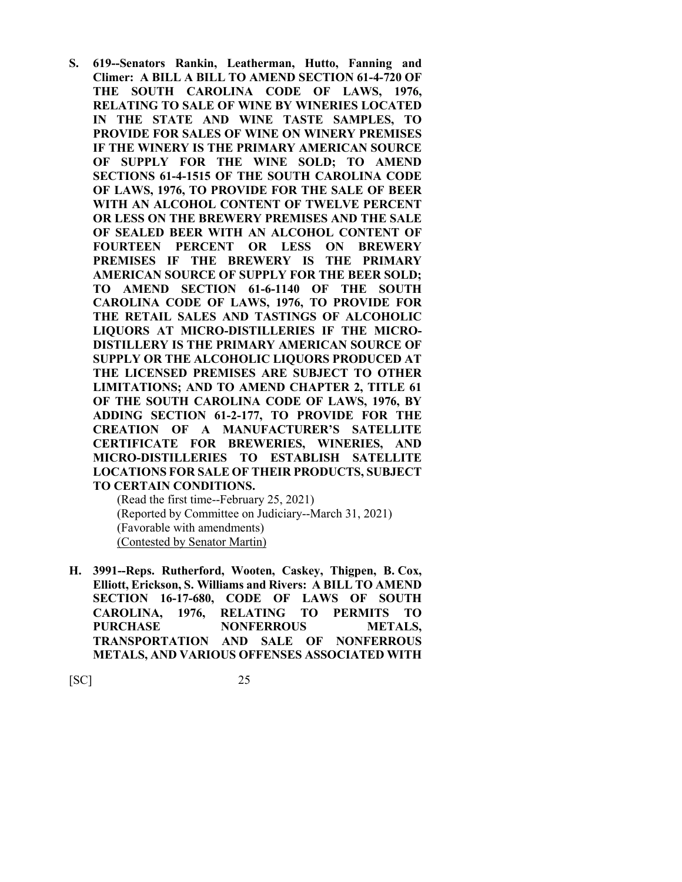**S. 619--Senators Rankin, Leatherman, Hutto, Fanning and Climer: A BILL A BILL TO AMEND SECTION 61-4-720 OF THE SOUTH CAROLINA CODE OF LAWS, 1976, RELATING TO SALE OF WINE BY WINERIES LOCATED IN THE STATE AND WINE TASTE SAMPLES, TO PROVIDE FOR SALES OF WINE ON WINERY PREMISES IF THE WINERY IS THE PRIMARY AMERICAN SOURCE OF SUPPLY FOR THE WINE SOLD; TO AMEND SECTIONS 61-4-1515 OF THE SOUTH CAROLINA CODE OF LAWS, 1976, TO PROVIDE FOR THE SALE OF BEER WITH AN ALCOHOL CONTENT OF TWELVE PERCENT OR LESS ON THE BREWERY PREMISES AND THE SALE OF SEALED BEER WITH AN ALCOHOL CONTENT OF FOURTEEN PERCENT OR LESS ON BREWERY PREMISES IF THE BREWERY IS THE PRIMARY AMERICAN SOURCE OF SUPPLY FOR THE BEER SOLD; TO AMEND SECTION 61-6-1140 OF THE SOUTH CAROLINA CODE OF LAWS, 1976, TO PROVIDE FOR THE RETAIL SALES AND TASTINGS OF ALCOHOLIC LIQUORS AT MICRO-DISTILLERIES IF THE MICRO-DISTILLERY IS THE PRIMARY AMERICAN SOURCE OF SUPPLY OR THE ALCOHOLIC LIQUORS PRODUCED AT THE LICENSED PREMISES ARE SUBJECT TO OTHER LIMITATIONS; AND TO AMEND CHAPTER 2, TITLE 61 OF THE SOUTH CAROLINA CODE OF LAWS, 1976, BY ADDING SECTION 61-2-177, TO PROVIDE FOR THE CREATION OF A MANUFACTURER'S SATELLITE CERTIFICATE FOR BREWERIES, WINERIES, AND MICRO-DISTILLERIES TO ESTABLISH SATELLITE LOCATIONS FOR SALE OF THEIR PRODUCTS, SUBJECT TO CERTAIN CONDITIONS.**

(Read the first time--February 25, 2021)
(Reported by Committee on Judiciary--March 31, 2021)
(Favorable with amendments)
(Contested by Senator Martin)

**H. 3991--Reps. Rutherford, Wooten, Caskey, Thigpen, B. Cox, Elliott, Erickson, S. Williams and Rivers: A BILL TO AMEND SECTION 16-17-680, CODE OF LAWS OF SOUTH CAROLINA, 1976, RELATING TO PERMITS TO PURCHASE NONFERROUS METALS, TRANSPORTATION AND SALE OF NONFERROUS METALS, AND VARIOUS OFFENSES ASSOCIATED WITH**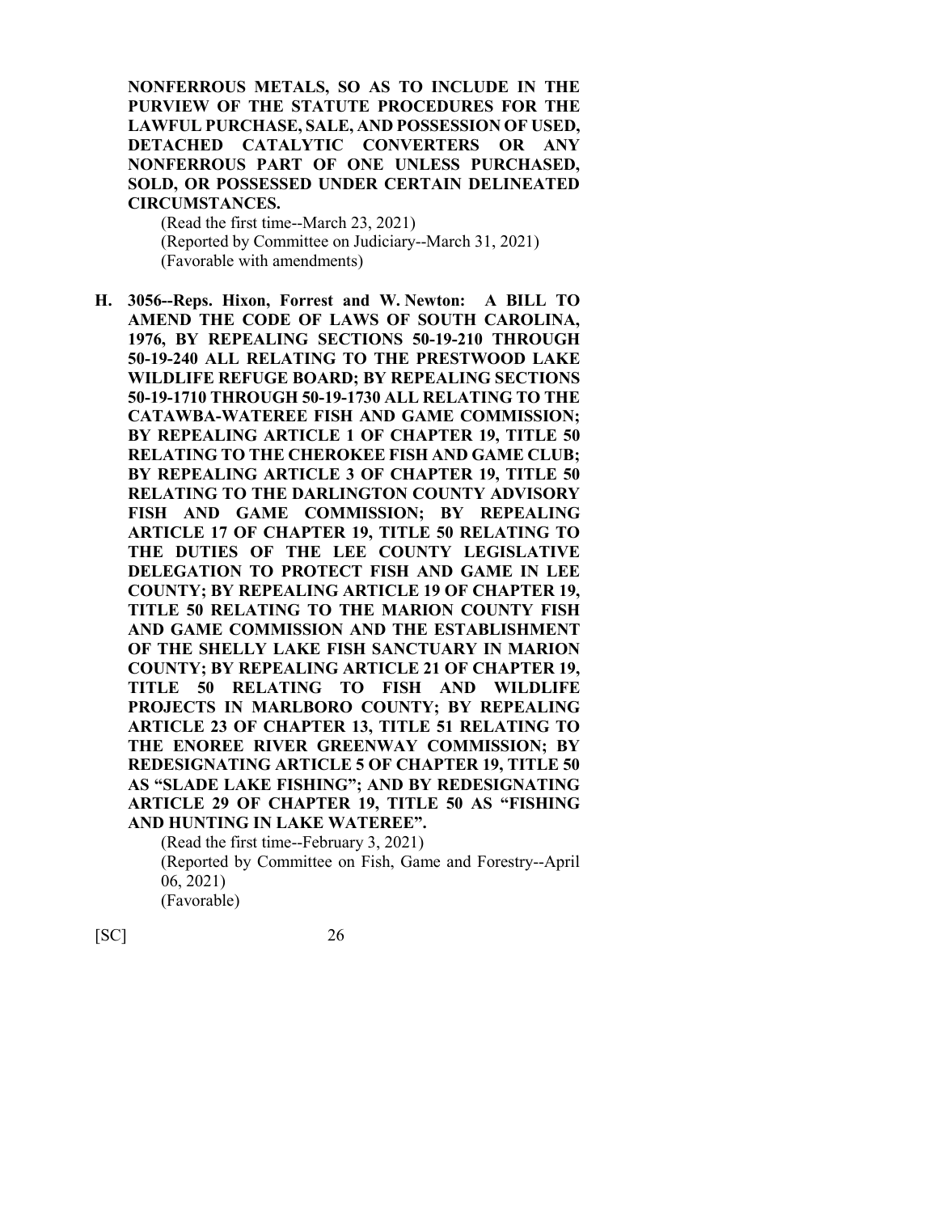**NONFERROUS METALS, SO AS TO INCLUDE IN THE PURVIEW OF THE STATUTE PROCEDURES FOR THE LAWFUL PURCHASE, SALE, AND POSSESSION OF USED, DETACHED CATALYTIC CONVERTERS OR ANY NONFERROUS PART OF ONE UNLESS PURCHASED, SOLD, OR POSSESSED UNDER CERTAIN DELINEATED CIRCUMSTANCES.**

(Read the first time--March 23, 2021)
(Reported by Committee on Judiciary--March 31, 2021)
(Favorable with amendments)

**H. 3056--Reps. Hixon, Forrest and W. Newton: A BILL TO AMEND THE CODE OF LAWS OF SOUTH CAROLINA, 1976, BY REPEALING SECTIONS 50-19-210 THROUGH 50-19-240 ALL RELATING TO THE PRESTWOOD LAKE WILDLIFE REFUGE BOARD; BY REPEALING SECTIONS 50-19-1710 THROUGH 50-19-1730 ALL RELATING TO THE CATAWBA-WATEREE FISH AND GAME COMMISSION; BY REPEALING ARTICLE 1 OF CHAPTER 19, TITLE 50 RELATING TO THE CHEROKEE FISH AND GAME CLUB; BY REPEALING ARTICLE 3 OF CHAPTER 19, TITLE 50 RELATING TO THE DARLINGTON COUNTY ADVISORY FISH AND GAME COMMISSION; BY REPEALING ARTICLE 17 OF CHAPTER 19, TITLE 50 RELATING TO THE DUTIES OF THE LEE COUNTY LEGISLATIVE DELEGATION TO PROTECT FISH AND GAME IN LEE COUNTY; BY REPEALING ARTICLE 19 OF CHAPTER 19, TITLE 50 RELATING TO THE MARION COUNTY FISH AND GAME COMMISSION AND THE ESTABLISHMENT OF THE SHELLY LAKE FISH SANCTUARY IN MARION COUNTY; BY REPEALING ARTICLE 21 OF CHAPTER 19, TITLE 50 RELATING TO FISH AND WILDLIFE PROJECTS IN MARLBORO COUNTY; BY REPEALING ARTICLE 23 OF CHAPTER 13, TITLE 51 RELATING TO THE ENOREE RIVER GREENWAY COMMISSION; BY REDESIGNATING ARTICLE 5 OF CHAPTER 19, TITLE 50 AS "SLADE LAKE FISHING"; AND BY REDESIGNATING ARTICLE 29 OF CHAPTER 19, TITLE 50 AS "FISHING AND HUNTING IN LAKE WATEREE".**

(Read the first time--February 3, 2021)
(Reported by Committee on Fish, Game and Forestry--April 06, 2021)
(Favorable)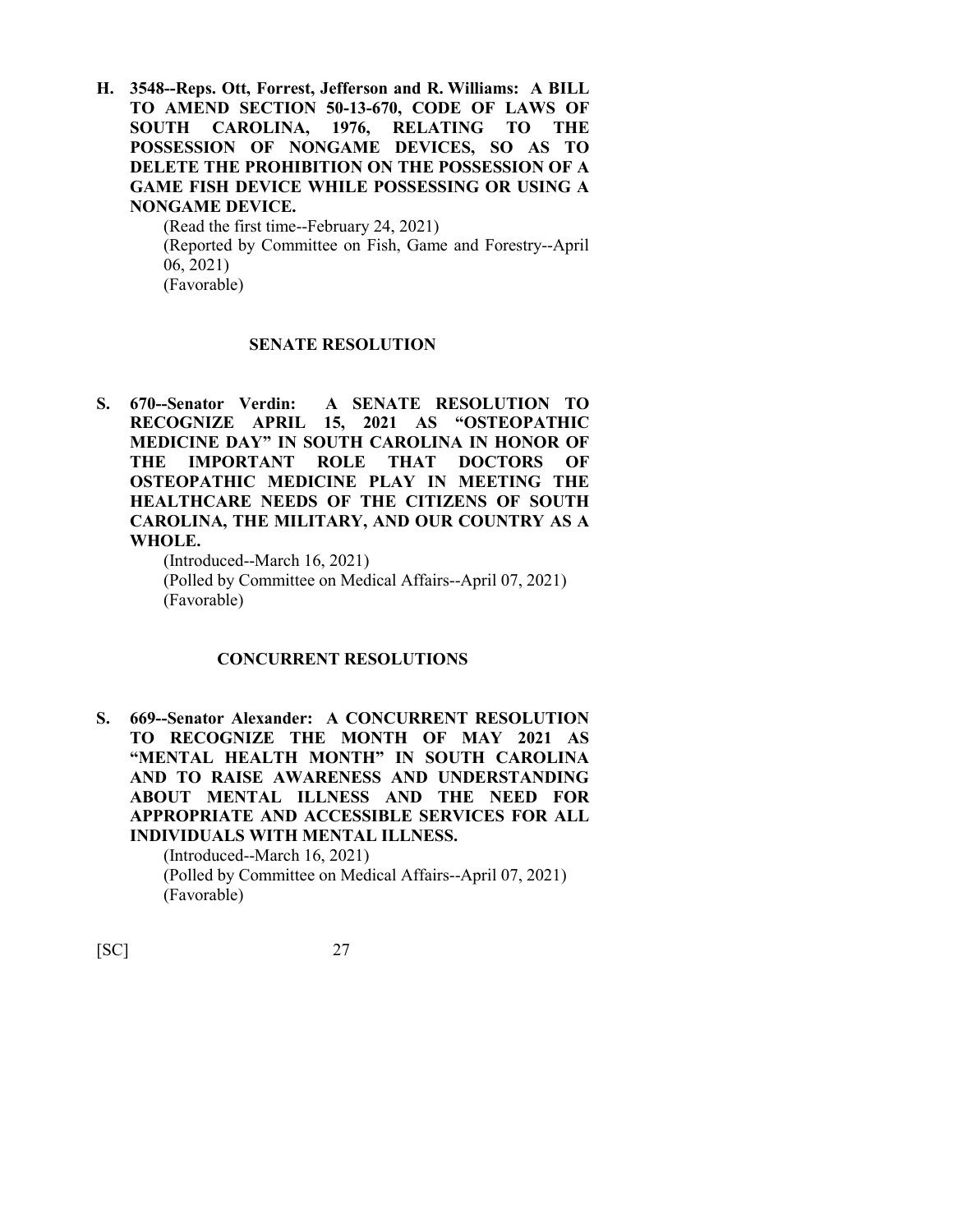**H. 3548--Reps. Ott, Forrest, Jefferson and R. Williams: A BILL TO AMEND SECTION 50-13-670, CODE OF LAWS OF SOUTH CAROLINA, 1976, RELATING TO THE POSSESSION OF NONGAME DEVICES, SO AS TO DELETE THE PROHIBITION ON THE POSSESSION OF A GAME FISH DEVICE WHILE POSSESSING OR USING A NONGAME DEVICE.**

(Read the first time--February 24, 2021)
(Reported by Committee on Fish, Game and Forestry--April 06, 2021)
(Favorable)

## SENATE RESOLUTION

**S. 670--Senator Verdin: A SENATE RESOLUTION TO RECOGNIZE APRIL 15, 2021 AS "OSTEOPATHIC MEDICINE DAY" IN SOUTH CAROLINA IN HONOR OF THE IMPORTANT ROLE THAT DOCTORS OF OSTEOPATHIC MEDICINE PLAY IN MEETING THE HEALTHCARE NEEDS OF THE CITIZENS OF SOUTH CAROLINA, THE MILITARY, AND OUR COUNTRY AS A WHOLE.**

(Introduced--March 16, 2021)
(Polled by Committee on Medical Affairs--April 07, 2021)
(Favorable)

## CONCURRENT RESOLUTIONS

**S. 669--Senator Alexander: A CONCURRENT RESOLUTION TO RECOGNIZE THE MONTH OF MAY 2021 AS "MENTAL HEALTH MONTH" IN SOUTH CAROLINA AND TO RAISE AWARENESS AND UNDERSTANDING ABOUT MENTAL ILLNESS AND THE NEED FOR APPROPRIATE AND ACCESSIBLE SERVICES FOR ALL INDIVIDUALS WITH MENTAL ILLNESS.**

(Introduced--March 16, 2021)
(Polled by Committee on Medical Affairs--April 07, 2021)
(Favorable)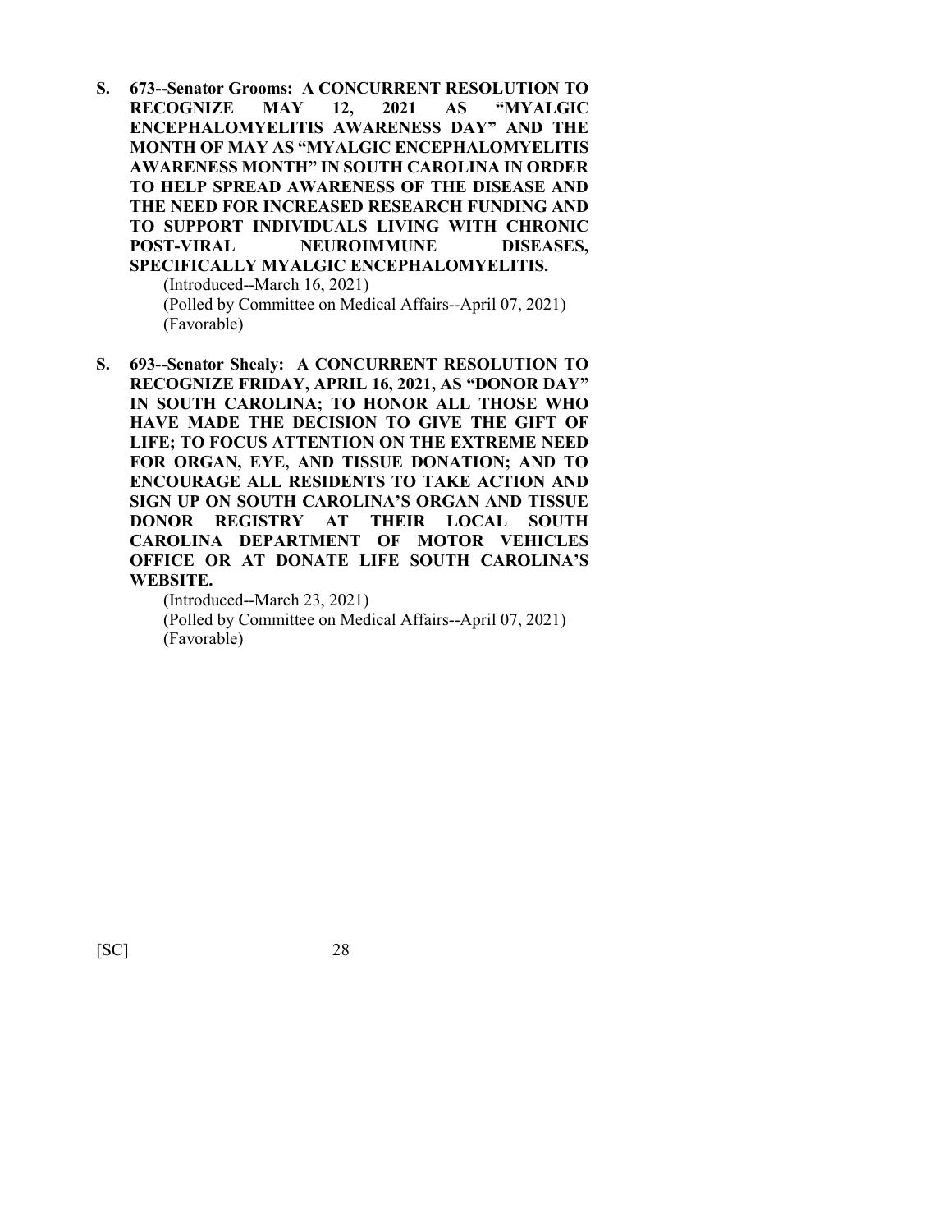**S. 673--Senator Grooms: A CONCURRENT RESOLUTION TO RECOGNIZE MAY 12, 2021 AS "MYALGIC ENCEPHALOMYELITIS AWARENESS DAY" AND THE MONTH OF MAY AS "MYALGIC ENCEPHALOMYELITIS AWARENESS MONTH" IN SOUTH CAROLINA IN ORDER TO HELP SPREAD AWARENESS OF THE DISEASE AND THE NEED FOR INCREASED RESEARCH FUNDING AND TO SUPPORT INDIVIDUALS LIVING WITH CHRONIC POST-VIRAL NEUROIMMUNE DISEASES, SPECIFICALLY MYALGIC ENCEPHALOMYELITIS.**

(Introduced--March 16, 2021)
(Polled by Committee on Medical Affairs--April 07, 2021)
(Favorable)

**S. 693--Senator Shealy: A CONCURRENT RESOLUTION TO RECOGNIZE FRIDAY, APRIL 16, 2021, AS "DONOR DAY" IN SOUTH CAROLINA; TO HONOR ALL THOSE WHO HAVE MADE THE DECISION TO GIVE THE GIFT OF LIFE; TO FOCUS ATTENTION ON THE EXTREME NEED FOR ORGAN, EYE, AND TISSUE DONATION; AND TO ENCOURAGE ALL RESIDENTS TO TAKE ACTION AND SIGN UP ON SOUTH CAROLINA'S ORGAN AND TISSUE DONOR REGISTRY AT THEIR LOCAL SOUTH CAROLINA DEPARTMENT OF MOTOR VEHICLES OFFICE OR AT DONATE LIFE SOUTH CAROLINA'S WEBSITE.**

(Introduced--March 23, 2021)
(Polled by Committee on Medical Affairs--April 07, 2021)
(Favorable)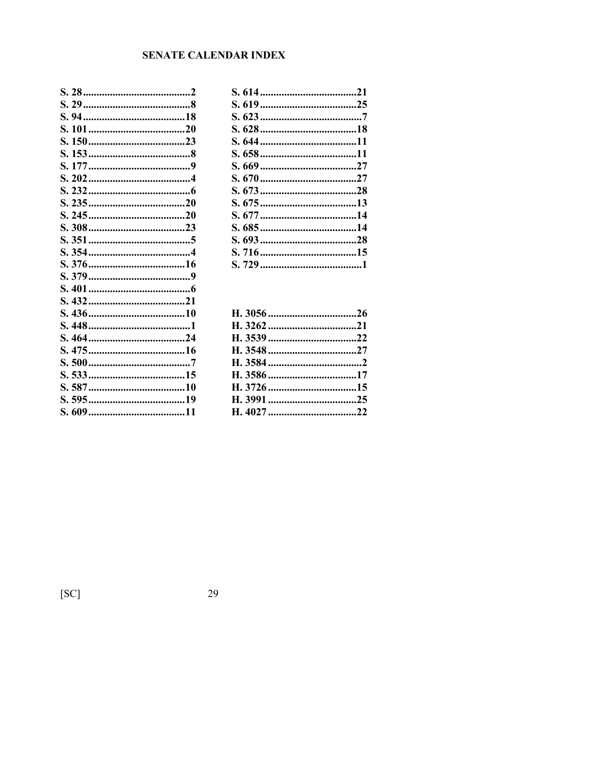## SENATE CALENDAR INDEX

**S. 28.........................................2**
**S. 29.........................................8**
**S. 94.......................................18**
**S. 101.....................................20**
**S. 150.....................................23**
**S. 153.......................................8**
**S. 177.......................................9**
**S. 202.......................................4**
**S. 232.......................................6**
**S. 235.....................................20**
**S. 245.....................................20**
**S. 308.....................................23**
**S. 351.......................................5**
**S. 354.......................................4**
**S. 376.....................................16**
**S. 379.......................................9**
**S. 401.......................................6**
**S. 432.....................................21**
**S. 436.....................................10**
**S. 448.......................................1**
**S. 464.....................................24**
**S. 475.....................................16**
**S. 500.......................................7**
**S. 533.....................................15**
**S. 587.....................................10**
**S. 595.....................................19**
**S. 609.....................................11**
**S. 614.....................................21**
**S. 619.....................................25**
**S. 623.......................................7**
**S. 628.....................................18**
**S. 644.....................................11**
**S. 658.....................................11**
**S. 669.....................................27**
**S. 670.....................................27**
**S. 673.....................................28**
**S. 675.....................................13**
**S. 677.....................................14**
**S. 685.....................................14**
**S. 693.....................................28**
**S. 716.....................................15**
**S. 729.......................................1**

**H. 3056.................................26**
**H. 3262.................................21**
**H. 3539.................................22**
**H. 3548.................................27**
**H. 3584...................................2**
**H. 3586.................................17**
**H. 3726.................................15**
**H. 3991.................................25**
**H. 4027.................................22**